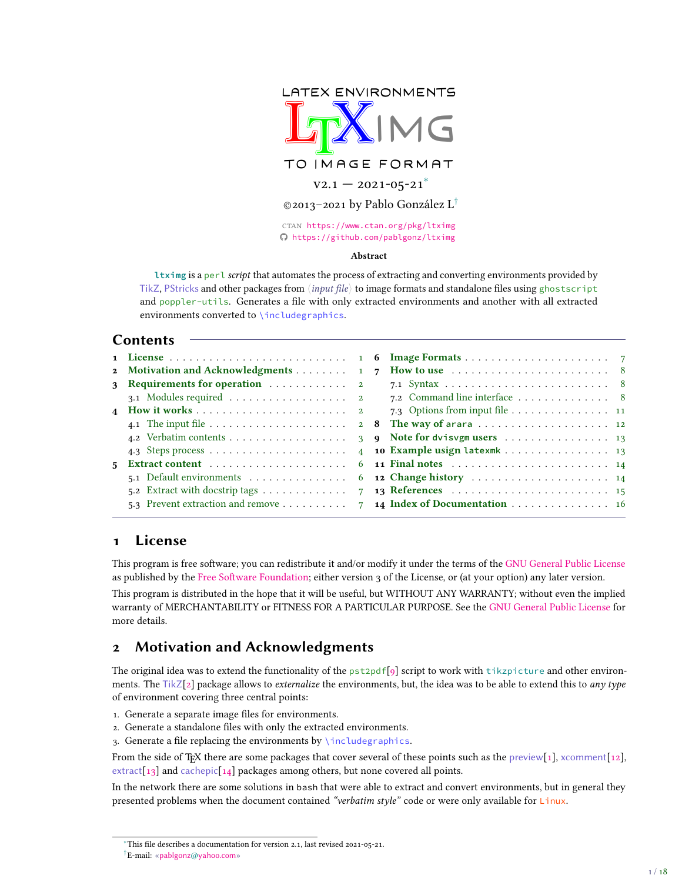# LATEX ENVIRONMENTS LTXIMG TO IMAGE FORMAT

v2.1 — 2021-05-21*

©2013–2021 by Pablo González L†

CTAN https://www.ctan.org/pkg/ltximg
https://github.com/pablgonz/ltximg

**Abstract**

**ltximg** is a perl *script* that automates the process of extracting and converting environments provided by TikZ, PStricks and other packages from ⟨*input file*⟩ to image formats and standalone files using ghostscript and poppler-utils. Generates a file with only extracted environments and another with all extracted environments converted to \includegraphics.

## Contents

1 License . . . 1
2 Motivation and Acknowledgments . . . 1
3 Requirements for operation . . . 2
 3.1 Modules required . . . 2
4 How it works . . . 2
 4.1 The input file . . . 2
 4.2 Verbatim contents . . . 3
 4.3 Steps process . . . 4
5 Extract content . . . 6
 5.1 Default environments . . . 6
 5.2 Extract with docstrip tags . . . 7
 5.3 Prevent extraction and remove . . . 7
6 Image Formats . . . 7
7 How to use . . . 8
 7.1 Syntax . . . 8
 7.2 Command line interface . . . 8
 7.3 Options from input file . . . 11
8 The way of arara . . . 12
9 Note for dvisvgm users . . . 13
10 Example usign latexmk . . . 13
11 Final notes . . . 14
12 Change history . . . 14
13 References . . . 15
14 Index of Documentation . . . 16

## 1 License

This program is free software; you can redistribute it and/or modify it under the terms of the GNU General Public License as published by the Free Software Foundation; either version 3 of the License, or (at your option) any later version.

This program is distributed in the hope that it will be useful, but WITHOUT ANY WARRANTY; without even the implied warranty of MERCHANTABILITY or FITNESS FOR A PARTICULAR PURPOSE. See the GNU General Public License for more details.

## 2 Motivation and Acknowledgments

The original idea was to extend the functionality of the pst2pdf[9] script to work with tikzpicture and other environments. The TikZ[2] package allows to *externalize* the environments, but, the idea was to be able to extend this to *any type* of environment covering three central points:

1. Generate a separate image files for environments.
2. Generate a standalone files with only the extracted environments.
3. Generate a file replacing the environments by \includegraphics.

From the side of TeX there are some packages that cover several of these points such as the preview[1], xcomment[12], extract[13] and cachepic[14] packages among others, but none covered all points.

In the network there are some solutions in bash that were able to extract and convert environments, but in general they presented problems when the document contained *"verbatim style"* code or were only available for Linux.

---

*This file describes a documentation for version 2.1, last revised 2021-05-21.

†E-mail: «pablgonz@yahoo.com»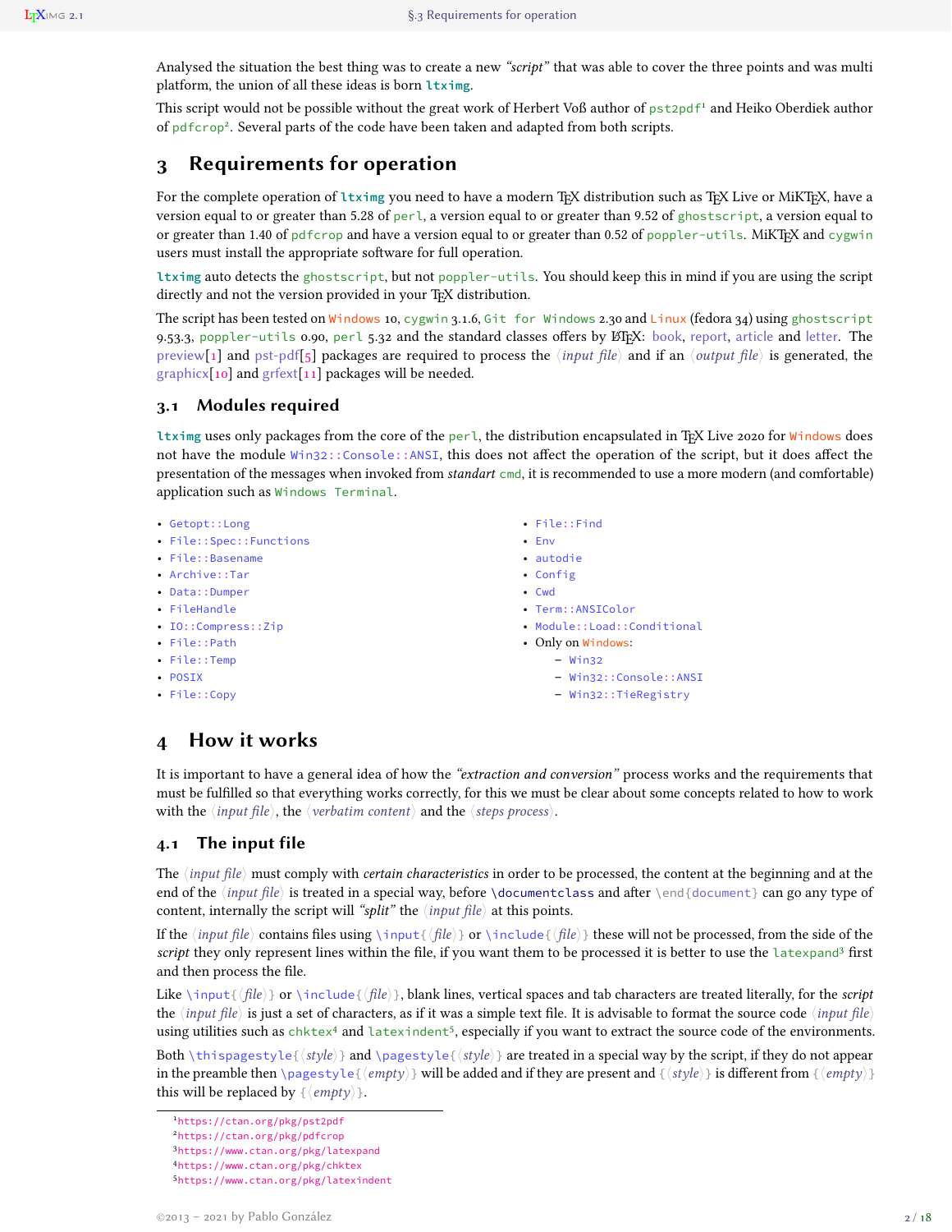Analysed the situation the best thing was to create a new *"script"* that was able to cover the three points and was multi platform, the union of all these ideas is born **ltximg**.

This script would not be possible without the great work of Herbert Voß author of pst2pdf[1] and Heiko Oberdiek author of pdfcrop[2]. Several parts of the code have been taken and adapted from both scripts.

# 3 Requirements for operation

For the complete operation of **ltximg** you need to have a modern TeX distribution such as TeX Live or MiKTeX, have a version equal to or greater than 5.28 of perl, a version equal to or greater than 9.52 of ghostscript, a version equal to or greater than 1.40 of pdfcrop and have a version equal to or greater than 0.52 of poppler-utils. MiKTeX and cygwin users must install the appropriate software for full operation.

**ltximg** auto detects the ghostscript, but not poppler-utils. You should keep this in mind if you are using the script directly and not the version provided in your TeX distribution.

The script has been tested on Windows 10, cygwin 3.1.6, Git for Windows 2.30 and Linux (fedora 34) using ghostscript 9.53.3, poppler-utils 0.90, perl 5.32 and the standard classes offers by LaTeX: book, report, article and letter. The preview[1] and pst-pdf[5] packages are required to process the ⟨*input file*⟩ and if an ⟨*output file*⟩ is generated, the graphicx[10] and grfext[11] packages will be needed.

## 3.1 Modules required

**ltximg** uses only packages from the core of the perl, the distribution encapsulated in TeX Live 2020 for Windows does not have the module Win32::Console::ANSI, this does not affect the operation of the script, but it does affect the presentation of the messages when invoked from *standart* cmd, it is recommended to use a more modern (and comfortable) application such as Windows Terminal.

- Getopt::Long
- File::Spec::Functions
- File::Basename
- Archive::Tar
- Data::Dumper
- FileHandle
- IO::Compress::Zip
- File::Path
- File::Temp
- POSIX
- File::Copy
- File::Find
- Env
- autodie
- Config
- Cwd
- Term::ANSIColor
- Module::Load::Conditional
- Only on Windows:
  - Win32
  - Win32::Console::ANSI
  - Win32::TieRegistry

# 4 How it works

It is important to have a general idea of how the *"extraction and conversion"* process works and the requirements that must be fulfilled so that everything works correctly, for this we must be clear about some concepts related to how to work with the ⟨*input file*⟩, the ⟨*verbatim content*⟩ and the ⟨*steps process*⟩.

## 4.1 The input file

The ⟨*input file*⟩ must comply with *certain characteristics* in order to be processed, the content at the beginning and at the end of the ⟨*input file*⟩ is treated in a special way, before \documentclass and after \end{document} can go any type of content, internally the script will *"split"* the ⟨*input file*⟩ at this points.

If the ⟨*input file*⟩ contains files using \input{⟨*file*⟩} or \include{⟨*file*⟩} these will not be processed, from the side of the *script* they only represent lines within the file, if you want them to be processed it is better to use the latexpand[3] first and then process the file.

Like \input{⟨*file*⟩} or \include{⟨*file*⟩}, blank lines, vertical spaces and tab characters are treated literally, for the *script* the ⟨*input file*⟩ is just a set of characters, as if it was a simple text file. It is advisable to format the source code ⟨*input file*⟩ using utilities such as chktex[4] and latexindent[5], especially if you want to extract the source code of the environments.

Both \thispagestyle{⟨*style*⟩} and \pagestyle{⟨*style*⟩} are treated in a special way by the script, if they do not appear in the preamble then \pagestyle{⟨*empty*⟩} will be added and if they are present and {⟨*style*⟩} is different from {⟨*empty*⟩} this will be replaced by {⟨*empty*⟩}.

---

[1] https://ctan.org/pkg/pst2pdf
[2] https://ctan.org/pkg/pdfcrop
[3] https://www.ctan.org/pkg/latexpand
[4] https://www.ctan.org/pkg/chktex
[5] https://www.ctan.org/pkg/latexindent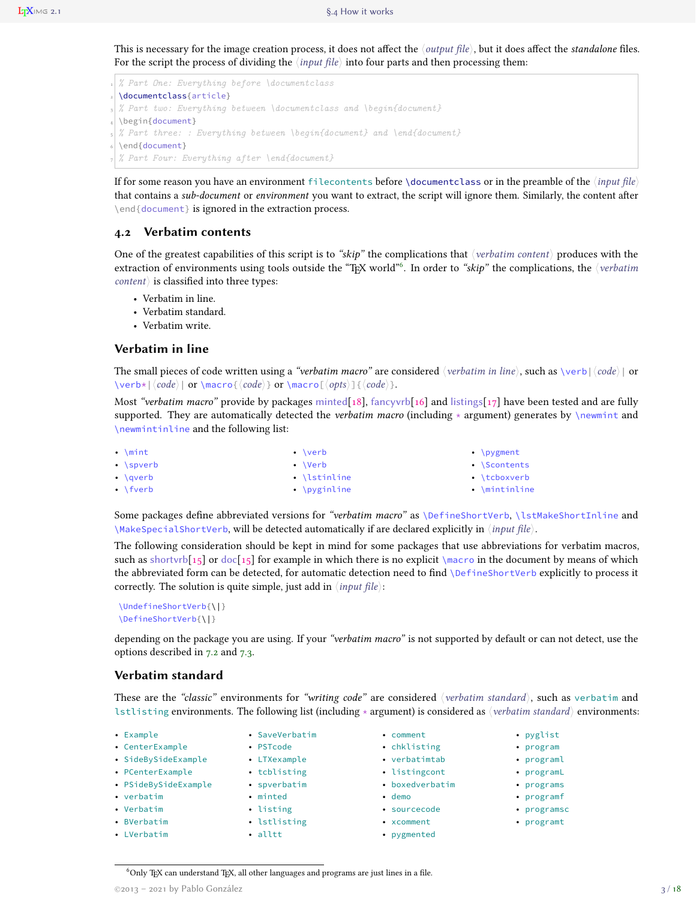This is necessary for the image creation process, it does not affect the ⟨*output file*⟩, but it does affect the *standalone* files. For the script the process of dividing the ⟨*input file*⟩ into four parts and then processing them:

```
% Part One: Everything before \documentclass
\documentclass{article}
% Part two: Everything between \documentclass and \begin{document}
\begin{document}
% Part three: : Everything between \begin{document} and \end{document}
\end{document}
% Part Four: Everything after \end{document}
```

If for some reason you have an environment `filecontents` before `\documentclass` or in the preamble of the ⟨*input file*⟩ that contains a *sub-document* or *environment* you want to extract, the script will ignore them. Similarly, the content after `\end{document}` is ignored in the extraction process.

## 4.2 Verbatim contents

One of the greatest capabilities of this script is to *"skip"* the complications that ⟨*verbatim content*⟩ produces with the extraction of environments using tools outside the "TEX world"[6]. In order to *"skip"* the complications, the ⟨*verbatim content*⟩ is classified into three types:

- Verbatim in line.
- Verbatim standard.
- Verbatim write.

### Verbatim in line

The small pieces of code written using a *"verbatim macro"* are considered ⟨*verbatim in line*⟩, such as `\verb|`⟨*code*⟩`|` or `\verb*|`⟨*code*⟩`|` or `\macro{`⟨*code*⟩`}` or `\macro[`⟨*opts*⟩`]{`⟨*code*⟩`}`.

Most *"verbatim macro"* provide by packages minted[18], fancyvrb[16] and listings[17] have been tested and are fully supported. They are automatically detected the *verbatim macro* (including * argument) generates by `\newmint` and `\newmintinline` and the following list:

- `\mint`
- `\spverb`
- `\qverb`
- `\fverb`
- `\verb`
- `\Verb`
- `\lstinline`
- `\pyginline`
- `\pygment`
- `\Scontents`
- `\tcboxverb`
- `\mintinline`

Some packages define abbreviated versions for *"verbatim macro"* as `\DefineShortVerb`, `\lstMakeShortInline` and `\MakeSpecialShortVerb`, will be detected automatically if are declared explicitly in ⟨*input file*⟩.

The following consideration should be kept in mind for some packages that use abbreviations for verbatim macros, such as shortvrb[15] or doc[15] for example in which there is no explicit `\macro` in the document by means of which the abbreviated form can be detected, for automatic detection need to find `\DefineShortVerb` explicitly to process it correctly. The solution is quite simple, just add in ⟨*input file*⟩:

```
\UndefineShortVerb{\|}
\DefineShortVerb{\|}
```

depending on the package you are using. If your *"verbatim macro"* is not supported by default or can not detect, use the options described in 7.2 and 7.3.

### Verbatim standard

These are the *"classic"* environments for *"writing code"* are considered ⟨*verbatim standard*⟩, such as `verbatim` and `lstlisting` environments. The following list (including * argument) is considered as ⟨*verbatim standard*⟩ environments:

- `Example`
- `CenterExample`
- `SideBySideExample`
- `PCenterExample`
- `PSideBySideExample`
- `verbatim`
- `Verbatim`
- `BVerbatim`
- `LVerbatim`
- `SaveVerbatim`
- `PSTcode`
- `LTXexample`
- `tcblisting`
- `spverbatim`
- `minted`
- `listing`
- `lstlisting`
- `alltt`
- `comment`
- `chklisting`
- `verbatimtab`
- `listingcont`
- `boxedverbatim`
- `demo`
- `sourcecode`
- `xcomment`
- `pygmented`
- `pyglist`
- `program`
- `programl`
- `programL`
- `programs`
- `programf`
- `programsc`
- `programt`

[6] Only TEX can understand TEX, all other languages and programs are just lines in a file.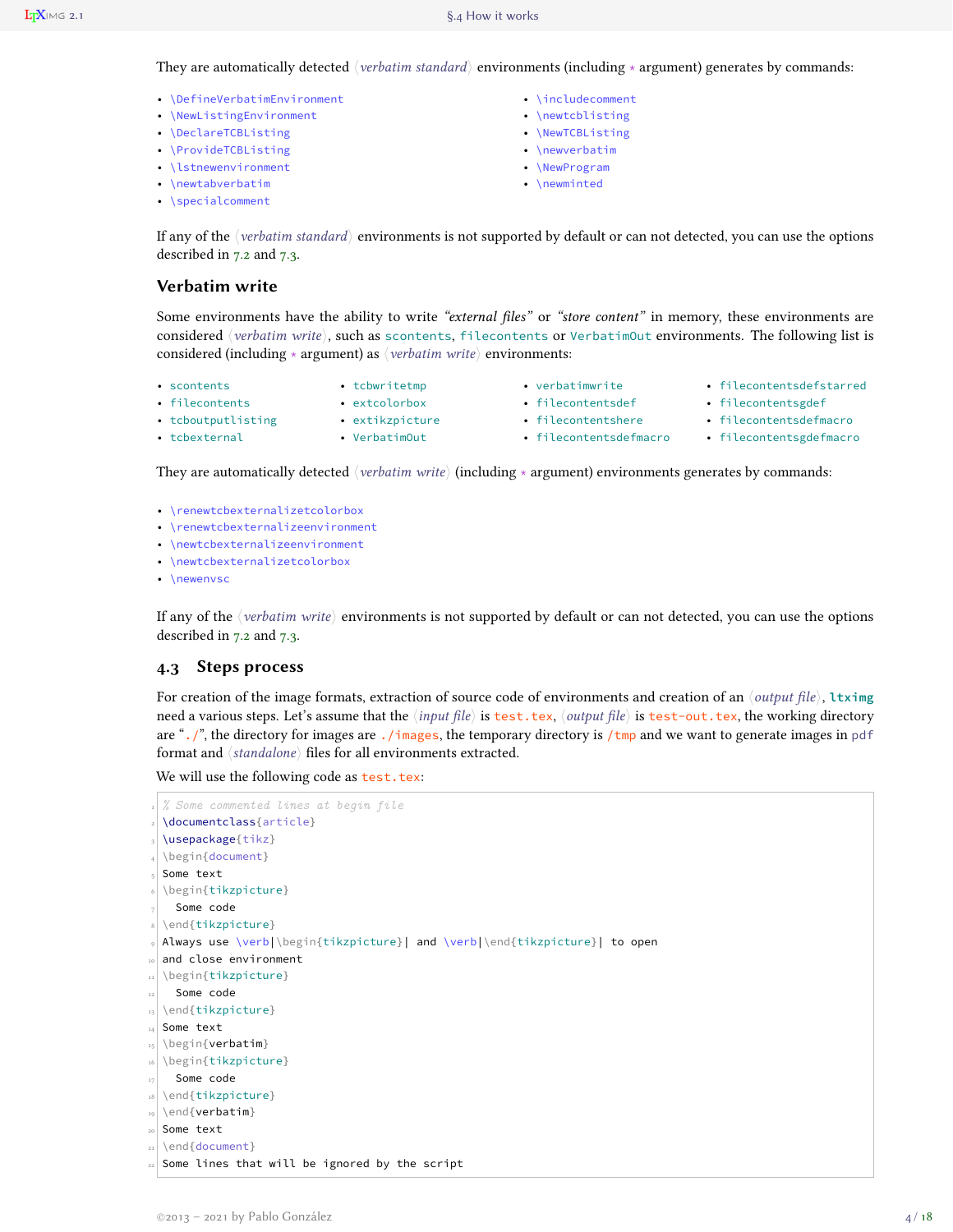They are automatically detected ⟨*verbatim standard*⟩ environments (including ⋆ argument) generates by commands:

- `\DefineVerbatimEnvironment`
- `\NewListingEnvironment`
- `\DeclareTCBListing`
- `\ProvideTCBListing`
- `\lstnewenvironment`
- `\newtabverbatim`
- `\specialcomment`
- `\includecomment`
- `\newtcblisting`
- `\NewTCBListing`
- `\newverbatim`
- `\NewProgram`
- `\newminted`

If any of the ⟨*verbatim standard*⟩ environments is not supported by default or can not detected, you can use the options described in 7.2 and 7.3.

### Verbatim write

Some environments have the ability to write *"external files"* or *"store content"* in memory, these environments are considered ⟨*verbatim write*⟩, such as `scontents`, `filecontents` or `VerbatimOut` environments. The following list is considered (including ⋆ argument) as ⟨*verbatim write*⟩ environments:

- `scontents`
- `filecontents`
- `tcboutputlisting`
- `tcbexternal`
- `tcbwritetmp`
- `extcolorbox`
- `extikzpicture`
- `VerbatimOut`
- `verbatimwrite`
- `filecontentsdef`
- `filecontentshere`
- `filecontentsdefmacro`
- `filecontentsdefstarred`
- `filecontentsgdef`
- `filecontentsdefmacro`
- `filecontentsgdefmacro`

They are automatically detected ⟨*verbatim write*⟩ (including ⋆ argument) environments generates by commands:

- `\renewtcbexternalizetcolorbox`
- `\renewtcbexternalizeenvironment`
- `\newtcbexternalizeenvironment`
- `\newtcbexternalizetcolorbox`
- `\newenvsc`

If any of the ⟨*verbatim write*⟩ environments is not supported by default or can not detected, you can use the options described in 7.2 and 7.3.

## 4.3 Steps process

For creation of the image formats, extraction of source code of environments and creation of an ⟨*output file*⟩, **ltximg** need a various steps. Let's assume that the ⟨*input file*⟩ is `test.tex`, ⟨*output file*⟩ is `test-out.tex`, the working directory are "`./`", the directory for images are `./images`, the temporary directory is `/tmp` and we want to generate images in `pdf` format and ⟨*standalone*⟩ files for all environments extracted.

We will use the following code as `test.tex`:

```
% Some commented lines at begin file
\documentclass{article}
\usepackage{tikz}
\begin{document}
Some text
\begin{tikzpicture}
  Some code
\end{tikzpicture}
Always use \verb|\begin{tikzpicture}| and \verb|\end{tikzpicture}| to open
and close environment
\begin{tikzpicture}
  Some code
\end{tikzpicture}
Some text
\begin{verbatim}
\begin{tikzpicture}
  Some code
\end{tikzpicture}
\end{verbatim}
Some text
\end{document}
Some lines that will be ignored by the script
```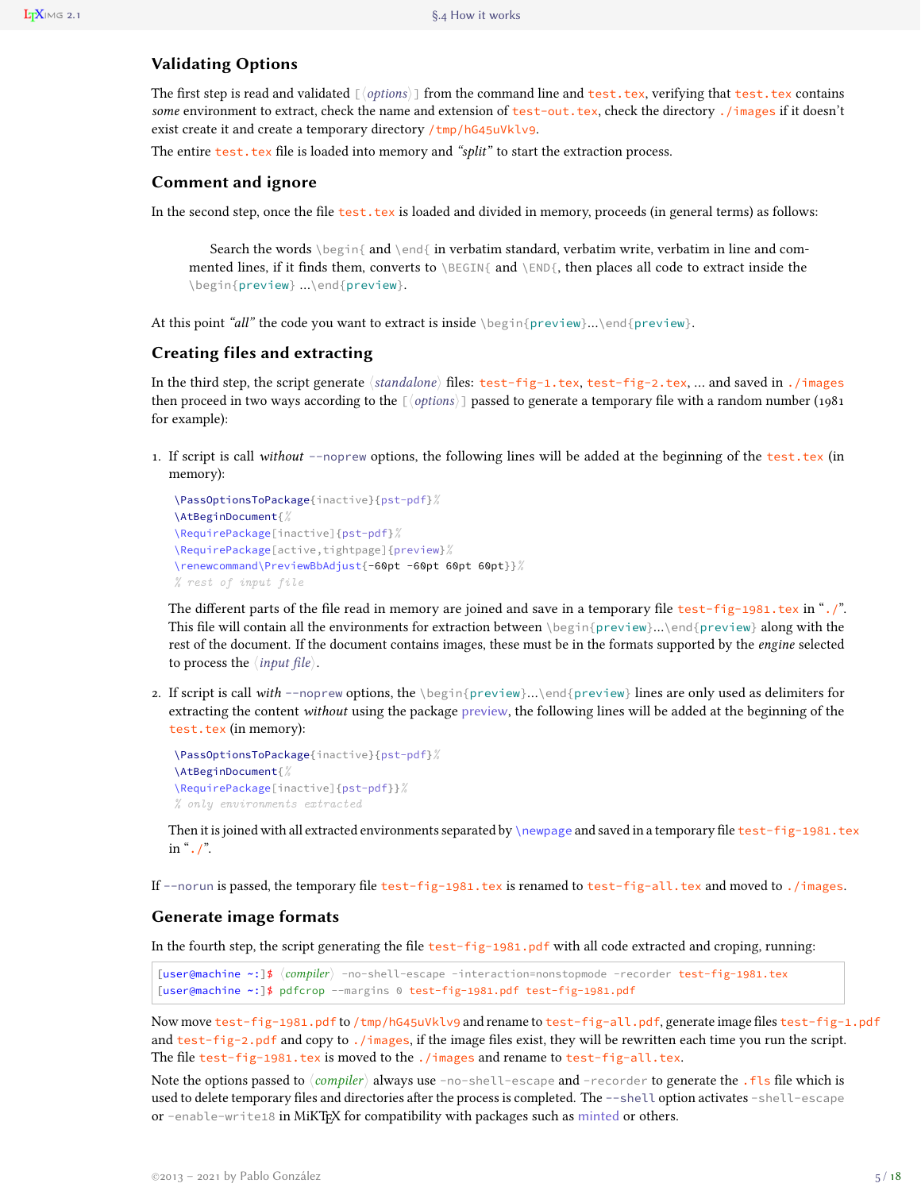## Validating Options

The first step is read and validated `[⟨options⟩]` from the command line and `test.tex`, verifying that `test.tex` contains *some* environment to extract, check the name and extension of `test-out.tex`, check the directory `./images` if it doesn't exist create it and create a temporary directory `/tmp/hG45uVklv9`.

The entire `test.tex` file is loaded into memory and *"split"* to start the extraction process.

## Comment and ignore

In the second step, once the file `test.tex` is loaded and divided in memory, proceeds (in general terms) as follows:

> Search the words `\begin{` and `\end{` in verbatim standard, verbatim write, verbatim in line and commented lines, if it finds them, converts to `\BEGIN{` and `\END{`, then places all code to extract inside the `\begin{preview}`...`\end{preview}`.

At this point *"all"* the code you want to extract is inside `\begin{preview}`...`\end{preview}`.

## Creating files and extracting

In the third step, the script generate ⟨*standalone*⟩ files: `test-fig-1.tex`, `test-fig-2.tex`, ... and saved in `./images` then proceed in two ways according to the `[⟨options⟩]` passed to generate a temporary file with a random number (1981 for example):

1. If script is call *without* `--noprew` options, the following lines will be added at the beginning of the `test.tex` (in memory):

   ```
   \PassOptionsToPackage{inactive}{pst-pdf}%
   \AtBeginDocument{%
   \RequirePackage[inactive]{pst-pdf}%
   \RequirePackage[active,tightpage]{preview}%
   \renewcommand\PreviewBbAdjust{-60pt -60pt 60pt 60pt}}%
   % rest of input file
   ```

   The different parts of the file read in memory are joined and save in a temporary file `test-fig-1981.tex` in "`./`". This file will contain all the environments for extraction between `\begin{preview}`...`\end{preview}` along with the rest of the document. If the document contains images, these must be in the formats supported by the *engine* selected to process the ⟨*input file*⟩.

2. If script is call *with* `--noprew` options, the `\begin{preview}`...`\end{preview}` lines are only used as delimiters for extracting the content *without* using the package preview, the following lines will be added at the beginning of the `test.tex` (in memory):

   ```
   \PassOptionsToPackage{inactive}{pst-pdf}%
   \AtBeginDocument{%
   \RequirePackage[inactive]{pst-pdf}}%
   % only environments extracted
   ```

   Then it is joined with all extracted environments separated by `\newpage` and saved in a temporary file `test-fig-1981.tex` in "`./`".

If `--norun` is passed, the temporary file `test-fig-1981.tex` is renamed to `test-fig-all.tex` and moved to `./images`.

## Generate image formats

In the fourth step, the script generating the file `test-fig-1981.pdf` with all code extracted and croping, running:

```
[user@machine ~:]$ ⟨compiler⟩ -no-shell-escape -interaction=nonstopmode -recorder test-fig-1981.tex
[user@machine ~:]$ pdfcrop --margins 0 test-fig-1981.pdf test-fig-1981.pdf
```

Now move `test-fig-1981.pdf` to `/tmp/hG45uVklv9` and rename to `test-fig-all.pdf`, generate image files `test-fig-1.pdf` and `test-fig-2.pdf` and copy to `./images`, if the image files exist, they will be rewritten each time you run the script. The file `test-fig-1981.tex` is moved to the `./images` and rename to `test-fig-all.tex`.

Note the options passed to ⟨*compiler*⟩ always use `-no-shell-escape` and `-recorder` to generate the `.fls` file which is used to delete temporary files and directories after the process is completed. The `--shell` option activates `-shell-escape` or `-enable-write18` in MiKTEX for compatibility with packages such as minted or others.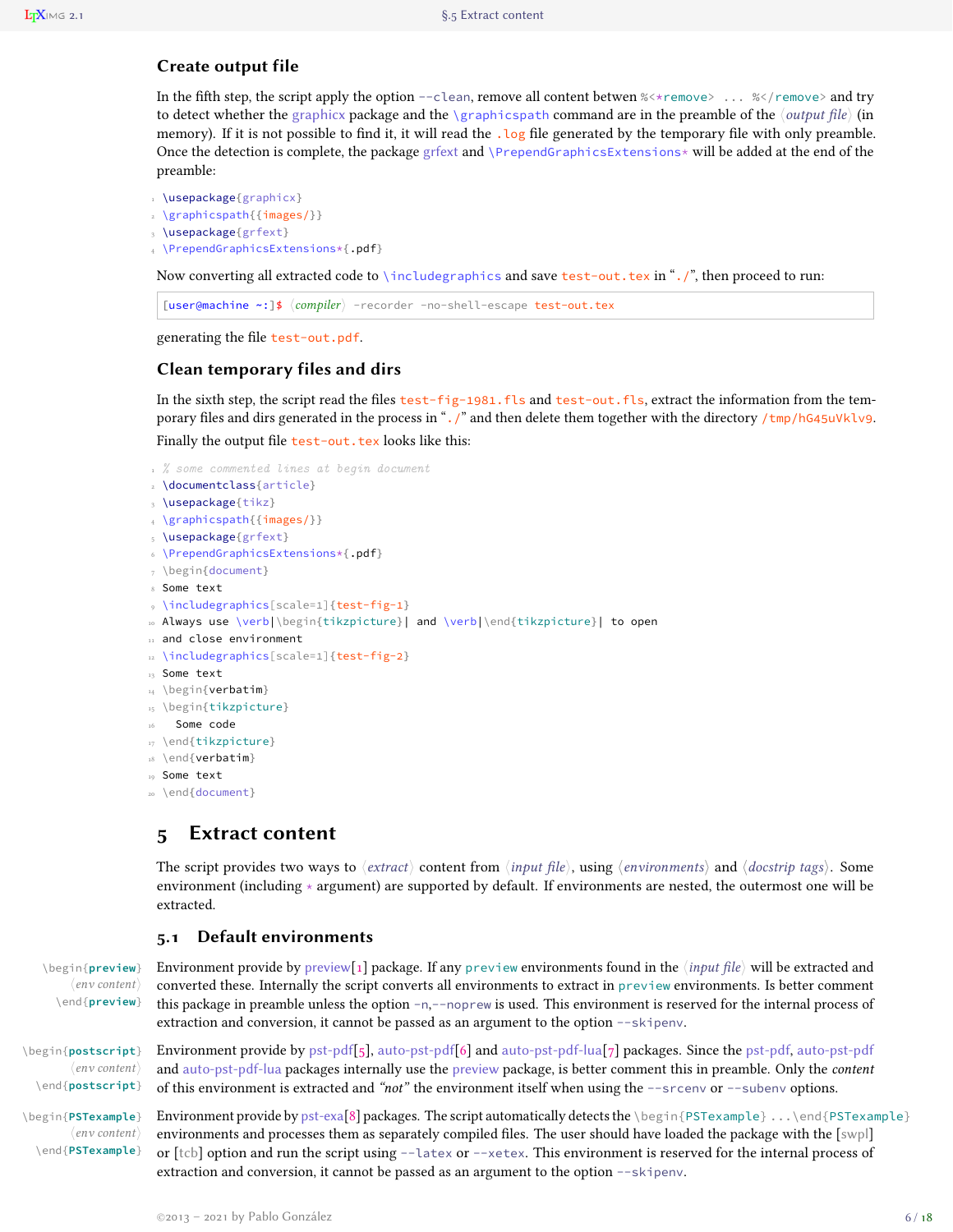### Create output file

In the fifth step, the script apply the option `--clean`, remove all content betwen `%<*remove> ... %</remove>` and try to detect whether the graphicx package and the `\graphicspath` command are in the preamble of the ⟨*output file*⟩ (in memory). If it is not possible to find it, it will read the `.log` file generated by the temporary file with only preamble. Once the detection is complete, the package grfext and `\PrependGraphicsExtensions*` will be added at the end of the preamble:

```
\usepackage{graphicx}
\graphicspath{{images/}}
\usepackage{grfext}
\PrependGraphicsExtensions*{.pdf}
```

Now converting all extracted code to `\includegraphics` and save `test-out.tex` in "`./`", then proceed to run:

```
[user@machine ~:]$ ⟨compiler⟩ -recorder -no-shell-escape test-out.tex
```

generating the file `test-out.pdf`.

### Clean temporary files and dirs

In the sixth step, the script read the files `test-fig-1981.fls` and `test-out.fls`, extract the information from the temporary files and dirs generated in the process in "`./`" and then delete them together with the directory `/tmp/hG45uVklv9`.

Finally the output file `test-out.tex` looks like this:

```
% some commented lines at begin document
\documentclass{article}
\usepackage{tikz}
\graphicspath{{images/}}
\usepackage{grfext}
\PrependGraphicsExtensions*{.pdf}
\begin{document}
Some text
\includegraphics[scale=1]{test-fig-1}
Always use \verb|\begin{tikzpicture}| and \verb|\end{tikzpicture}| to open
and close environment
\includegraphics[scale=1]{test-fig-2}
Some text
\begin{verbatim}
\begin{tikzpicture}
  Some code
\end{tikzpicture}
\end{verbatim}
Some text
\end{document}
```

## 5 Extract content

The script provides two ways to ⟨*extract*⟩ content from ⟨*input file*⟩, using ⟨*environments*⟩ and ⟨*docstrip tags*⟩. Some environment (including * argument) are supported by default. If environments are nested, the outermost one will be extracted.

### 5.1 Default environments

`\begin{preview}` ⟨*env content*⟩ `\end{preview}`

Environment provide by preview[1] package. If any `preview` environments found in the ⟨*input file*⟩ will be extracted and converted these. Internally the script converts all environments to extract in `preview` environments. Is better comment this package in preamble unless the option `-n`,`--noprew` is used. This environment is reserved for the internal process of extraction and conversion, it cannot be passed as an argument to the option `--skipenv`.

`\begin{postscript}` ⟨*env content*⟩ `\end{postscript}`

Environment provide by pst-pdf[5], auto-pst-pdf[6] and auto-pst-pdf-lua[7] packages. Since the pst-pdf, auto-pst-pdf and auto-pst-pdf-lua packages internally use the preview package, is better comment this in preamble. Only the *content* of this environment is extracted and *"not"* the environment itself when using the `--srcenv` or `--subenv` options.

`\begin{PSTexample}` ⟨*env content*⟩ `\end{PSTexample}`

Environment provide by pst-exa[8] packages. The script automatically detects the `\begin{PSTexample} ...\end{PSTexample}` environments and processes them as separately compiled files. The user should have loaded the package with the [swpl] or [tcb] option and run the script using `--latex` or `--xetex`. This environment is reserved for the internal process of extraction and conversion, it cannot be passed as an argument to the option `--skipenv`.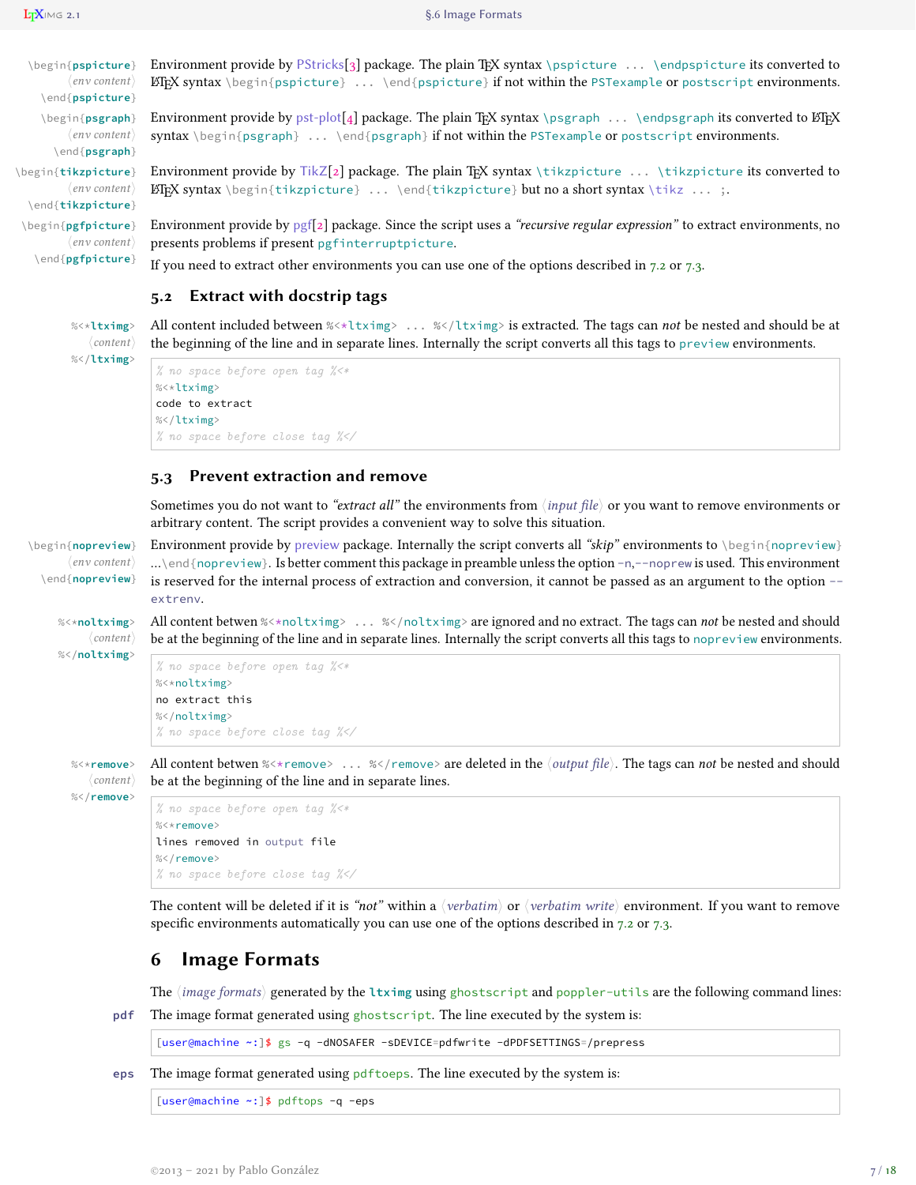`\begin{pspicture}` ⟨env content⟩ `\end{pspicture}`

Environment provide by PStricks[3] package. The plain TeX syntax `\pspicture ... \endpspicture` its converted to LaTeX syntax `\begin{pspicture} ... \end{pspicture}` if not within the `PSTexample` or `postscript` environments.

`\begin{psgraph}` ⟨env content⟩ `\end{psgraph}`

Environment provide by pst-plot[4] package. The plain TeX syntax `\psgraph ... \endpsgraph` its converted to LaTeX syntax `\begin{psgraph} ... \end{psgraph}` if not within the `PSTexample` or `postscript` environments.

`\begin{tikzpicture}` ⟨env content⟩ `\end{tikzpicture}`

Environment provide by TikZ[2] package. The plain TeX syntax `\tikzpicture ... \tikzpicture` its converted to LaTeX syntax `\begin{tikzpicture} ... \end{tikzpicture}` but no a short syntax `\tikz ... ;`.

`\begin{pgfpicture}` ⟨env content⟩ `\end{pgfpicture}`

Environment provide by pgf[2] package. Since the script uses a *"recursive regular expression"* to extract environments, no presents problems if present `pgfinterruptpicture`.

If you need to extract other environments you can use one of the options described in 7.2 or 7.3.

### 5.2 Extract with docstrip tags

`%<*ltximg>` ⟨content⟩ `%</ltximg>`

All content included between `%<*ltximg> ... %</ltximg>` is extracted. The tags can *not* be nested and should be at the beginning of the line and in separate lines. Internally the script converts all this tags to `preview` environments.

```
% no space before open tag %<*
%<*ltximg>
code to extract
%</ltximg>
% no space before close tag %</
```

### 5.3 Prevent extraction and remove

Sometimes you do not want to *"extract all"* the environments from ⟨*input file*⟩ or you want to remove environments or arbitrary content. The script provides a convenient way to solve this situation.

`\begin{nopreview}` ⟨env content⟩ `\end{nopreview}`

Environment provide by preview package. Internally the script converts all *"skip"* environments to `\begin{nopreview}` ...`\end{nopreview}`. Is better comment this package in preamble unless the option `-n`,`--noprew` is used. This environment is reserved for the internal process of extraction and conversion, it cannot be passed as an argument to the option `--extrenv`.

`%<*noltximg>` ⟨content⟩ `%</noltximg>`

All content betwen `%<*noltximg> ... %</noltximg>` are ignored and no extract. The tags can *not* be nested and should be at the beginning of the line and in separate lines. Internally the script converts all this tags to `nopreview` environments.

```
% no space before open tag %<*
%<*noltximg>
no extract this
%</noltximg>
% no space before close tag %</
```

`%<*remove>` ⟨content⟩ `%</remove>`

All content betwen `%<*remove> ... %</remove>` are deleted in the ⟨*output file*⟩. The tags can *not* be nested and should be at the beginning of the line and in separate lines.

```
% no space before open tag %<*
%<*remove>
lines removed in output file
%</remove>
% no space before close tag %</
```

The content will be deleted if it is *"not"* within a ⟨*verbatim*⟩ or ⟨*verbatim write*⟩ environment. If you want to remove specific environments automatically you can use one of the options described in 7.2 or 7.3.

## 6 Image Formats

The ⟨*image formats*⟩ generated by the **ltximg** using `ghostscript` and `poppler-utils` are the following command lines:

**pdf** The image format generated using `ghostscript`. The line executed by the system is:

```
[user@machine ~:]$ gs -q -dNOSAFER -sDEVICE=pdfwrite -dPDFSETTINGS=/prepress
```

**eps** The image format generated using `pdftoeps`. The line executed by the system is:

```
[user@machine ~:]$ pdftops -q -eps
```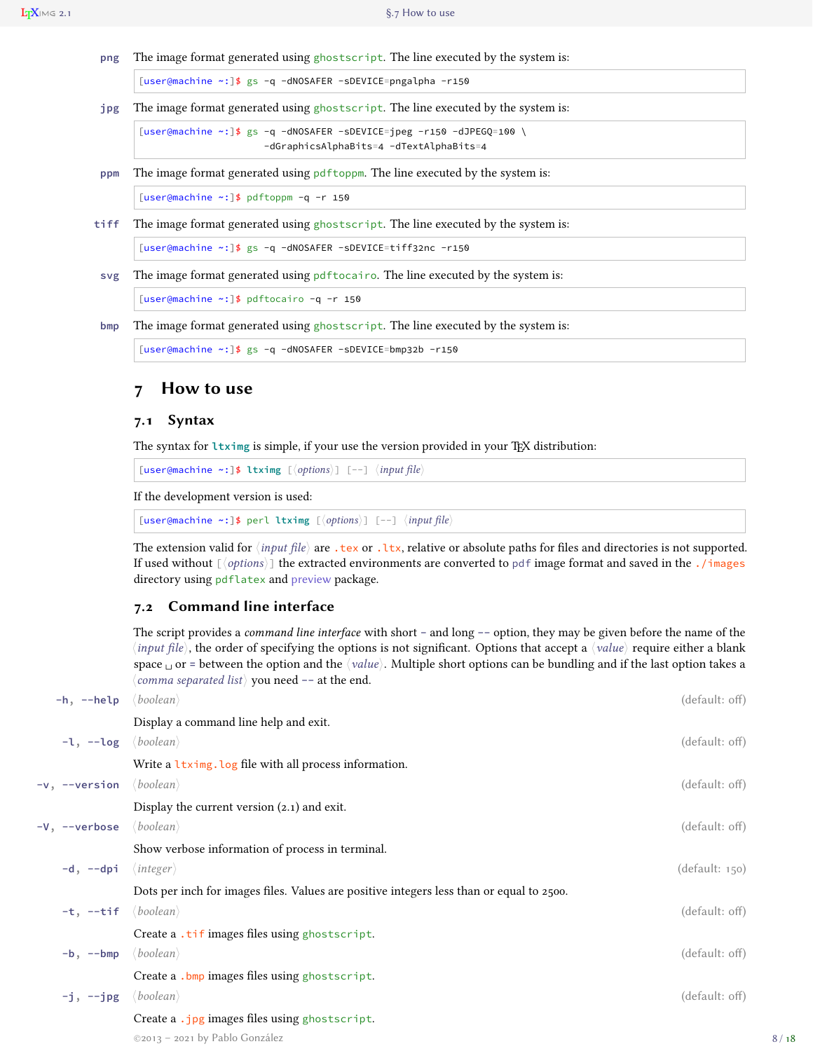**png** The image format generated using `ghostscript`. The line executed by the system is:

```
[user@machine ~:]$ gs -q -dNOSAFER -sDEVICE=pngalpha -r150
```

**jpg** The image format generated using `ghostscript`. The line executed by the system is:

```
[user@machine ~:]$ gs -q -dNOSAFER -sDEVICE=jpeg -r150 -dJPEGQ=100 \
                   -dGraphicsAlphaBits=4 -dTextAlphaBits=4
```

**ppm** The image format generated using `pdftoppm`. The line executed by the system is:

```
[user@machine ~:]$ pdftoppm -q -r 150
```

**tiff** The image format generated using `ghostscript`. The line executed by the system is:

```
[user@machine ~:]$ gs -q -dNOSAFER -sDEVICE=tiff32nc -r150
```

**svg** The image format generated using `pdftocairo`. The line executed by the system is:

```
[user@machine ~:]$ pdftocairo -q -r 150
```

**bmp** The image format generated using `ghostscript`. The line executed by the system is:

```
[user@machine ~:]$ gs -q -dNOSAFER -sDEVICE=bmp32b -r150
```

# 7 How to use

## 7.1 Syntax

The syntax for **ltximg** is simple, if your use the version provided in your TEX distribution:

```
[user@machine ~:]$ ltximg [⟨options⟩] [--] ⟨input file⟩
```

If the development version is used:

```
[user@machine ~:]$ perl ltximg [⟨options⟩] [--] ⟨input file⟩
```

The extension valid for ⟨*input file*⟩ are `.tex` or `.ltx`, relative or absolute paths for files and directories is not supported. If used without [⟨*options*⟩] the extracted environments are converted to `pdf` image format and saved in the `./images` directory using `pdflatex` and `preview` package.

## 7.2 Command line interface

The script provides a *command line interface* with short `-` and long `--` option, they may be given before the name of the ⟨*input file*⟩, the order of specifying the options is not significant. Options that accept a ⟨*value*⟩ require either a blank space ␣ or `=` between the option and the ⟨*value*⟩. Multiple short options can be bundling and if the last option takes a ⟨*comma separated list*⟩ you need `--` at the end.

**-h, --help** ⟨*boolean*⟩ (default: off)

Display a command line help and exit.

**-l, --log** ⟨*boolean*⟩ (default: off)

Write a `ltximg.log` file with all process information.

**-v, --version** ⟨*boolean*⟩ (default: off)

Display the current version (2.1) and exit.

**-V, --verbose** ⟨*boolean*⟩ (default: off)

Show verbose information of process in terminal.

**-d, --dpi** ⟨*integer*⟩ (default: 150)

Dots per inch for images files. Values are positive integers less than or equal to 2500.

**-t, --tif** ⟨*boolean*⟩ (default: off)

Create a `.tif` images files using `ghostscript`.

**-b, --bmp** ⟨*boolean*⟩ (default: off)

Create a `.bmp` images files using `ghostscript`.

**-j, --jpg** ⟨*boolean*⟩ (default: off)

Create a `.jpg` images files using `ghostscript`.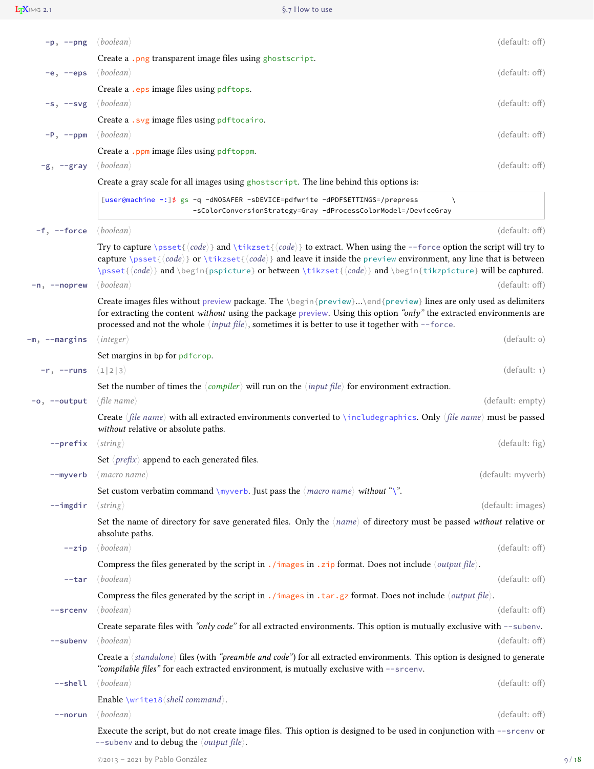**-p, --png** ⟨*boolean*⟩ (default: off)

Create a `.png` transparent image files using `ghostscript`.

**-e, --eps** ⟨*boolean*⟩ (default: off)

Create a `.eps` image files using `pdftops`.

**-s, --svg** ⟨*boolean*⟩ (default: off)

Create a `.svg` image files using `pdftocairo`.

**-P, --ppm** ⟨*boolean*⟩ (default: off)

Create a `.ppm` image files using `pdftoppm`.

**-g, --gray** ⟨*boolean*⟩ (default: off)

Create a gray scale for all images using `ghostscript`. The line behind this options is:

```
[user@machine ~:]$ gs -q -dNOSAFER -sDEVICE=pdfwrite -dPDFSETTINGS=/prepress        \
                      -sColorConversionStrategy=Gray -dProcessColorModel=/DeviceGray
```

**-f, --force** ⟨*boolean*⟩ (default: off)

Try to capture `\psset{⟨code⟩}` and `\tikzset{⟨code⟩}` to extract. When using the `--force` option the script will try to capture `\psset{⟨code⟩}` or `\tikzset{⟨code⟩}` and leave it inside the `preview` environment, any line that is between `\psset{⟨code⟩}` and `\begin{pspicture}` or between `\tikzset{⟨code⟩}` and `\begin{tikzpicture}` will be captured.

**-n, --noprew** ⟨*boolean*⟩ (default: off)

Create images files without `preview` package. The `\begin{preview}`...`\end{preview}` lines are only used as delimiters for extracting the content *without* using the package `preview`. Using this option *"only"* the extracted environments are processed and not the whole ⟨*input file*⟩, sometimes it is better to use it together with `--force`.

**-m, --margins** ⟨*integer*⟩ (default: 0)

Set margins in bp for `pdfcrop`.

**-r, --runs** ⟨1|2|3⟩ (default: 1)

Set the number of times the ⟨*compiler*⟩ will run on the ⟨*input file*⟩ for environment extraction.

**-o, --output** ⟨*file name*⟩ (default: empty)

Create ⟨*file name*⟩ with all extracted environments converted to `\includegraphics`. Only ⟨*file name*⟩ must be passed *without* relative or absolute paths.

**--prefix** ⟨*string*⟩ (default: fig)

Set ⟨*prefix*⟩ append to each generated files.

**--myverb** ⟨*macro name*⟩ (default: myverb)

Set custom verbatim command `\myverb`. Just pass the ⟨*macro name*⟩ *without* "\".

**--imgdir** ⟨*string*⟩ (default: images)

Set the name of directory for save generated files. Only the ⟨*name*⟩ of directory must be passed *without* relative or absolute paths.

**--zip** ⟨*boolean*⟩ (default: off)

Compress the files generated by the script in `./images` in `.zip` format. Does not include ⟨*output file*⟩.

**--tar** ⟨*boolean*⟩ (default: off)

Compress the files generated by the script in `./images` in `.tar.gz` format. Does not include ⟨*output file*⟩.

**--srcenv** ⟨*boolean*⟩ (default: off)

Create separate files with *"only code"* for all extracted environments. This option is mutually exclusive with `--subenv`.

**--subenv** ⟨*boolean*⟩ (default: off)

Create a ⟨*standalone*⟩ files (with *"preamble and code"*) for all extracted environments. This option is designed to generate *"compilable files"* for each extracted environment, is mutually exclusive with `--srcenv`.

**--shell** ⟨*boolean*⟩ (default: off)

Enable `\write18⟨shell command⟩`.

**--norun** ⟨*boolean*⟩ (default: off)

Execute the script, but do not create image files. This option is designed to be used in conjunction with `--srcenv` or `--subenv` and to debug the ⟨*output file*⟩.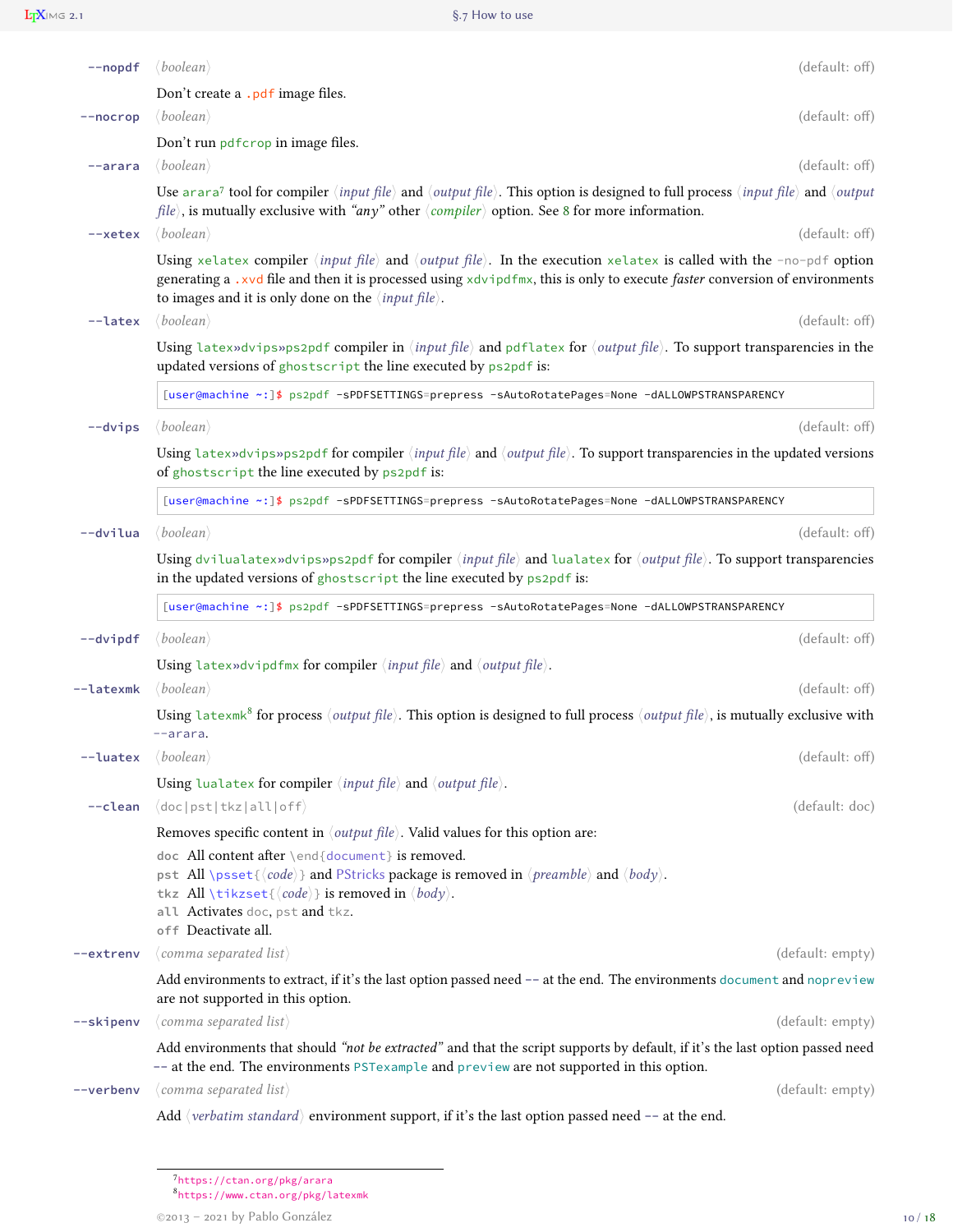**--nopdf** ⟨*boolean*⟩ (default: off)

Don't create a `.pdf` image files.

**--nocrop** ⟨*boolean*⟩ (default: off)

Don't run `pdfcrop` in image files.

**--arara** ⟨*boolean*⟩ (default: off)

Use `arara`[7] tool for compiler ⟨*input file*⟩ and ⟨*output file*⟩. This option is designed to full process ⟨*input file*⟩ and ⟨*output file*⟩, is mutually exclusive with *"any"* other ⟨*compiler*⟩ option. See 8 for more information.

**--xetex** ⟨*boolean*⟩ (default: off)

Using `xelatex` compiler ⟨*input file*⟩ and ⟨*output file*⟩. In the execution `xelatex` is called with the `-no-pdf` option generating a `.xvd` file and then it is processed using `xdvipdfmx`, this is only to execute *faster* conversion of environments to images and it is only done on the ⟨*input file*⟩.

**--latex** ⟨*boolean*⟩ (default: off)

Using `latex»dvips»ps2pdf` compiler in ⟨*input file*⟩ and `pdflatex` for ⟨*output file*⟩. To support transparencies in the updated versions of `ghostscript` the line executed by `ps2pdf` is:

```
[user@machine ~:]$ ps2pdf -sPDFSETTINGS=prepress -sAutoRotatePages=None -dALLOWPSTRANSPARENCY
```

**--dvips** ⟨*boolean*⟩ (default: off)

Using `latex»dvips»ps2pdf` for compiler ⟨*input file*⟩ and ⟨*output file*⟩. To support transparencies in the updated versions of `ghostscript` the line executed by `ps2pdf` is:

```
[user@machine ~:]$ ps2pdf -sPDFSETTINGS=prepress -sAutoRotatePages=None -dALLOWPSTRANSPARENCY
```

**--dvilua** ⟨*boolean*⟩ (default: off)

Using `dvilualatex»dvips»ps2pdf` for compiler ⟨*input file*⟩ and `lualatex` for ⟨*output file*⟩. To support transparencies in the updated versions of `ghostscript` the line executed by `ps2pdf` is:

```
[user@machine ~:]$ ps2pdf -sPDFSETTINGS=prepress -sAutoRotatePages=None -dALLOWPSTRANSPARENCY
```

**--dvipdf** ⟨*boolean*⟩ (default: off)

Using `latex»dvipdfmx` for compiler ⟨*input file*⟩ and ⟨*output file*⟩.

**--latexmk** ⟨*boolean*⟩ (default: off)

Using `latexmk`[8] for process ⟨*output file*⟩. This option is designed to full process ⟨*output file*⟩, is mutually exclusive with `--arara`.

**--luatex** ⟨*boolean*⟩ (default: off)

Using `lualatex` for compiler ⟨*input file*⟩ and ⟨*output file*⟩.

**--clean** ⟨`doc|pst|tkz|all|off`⟩ (default: doc)

Removes specific content in ⟨*output file*⟩. Valid values for this option are:

- `doc` All content after `\end{document}` is removed.
- `pst` All `\psset{`⟨*code*⟩`}` and PStricks package is removed in ⟨*preamble*⟩ and ⟨*body*⟩.
- `tkz` All `\tikzset{`⟨*code*⟩`}` is removed in ⟨*body*⟩.
- `all` Activates `doc`, `pst` and `tkz`.
- `off` Deactivate all.

**--extrenv** ⟨*comma separated list*⟩ (default: empty)

Add environments to extract, if it's the last option passed need `--` at the end. The environments `document` and `nopreview` are not supported in this option.

**--skipenv** ⟨*comma separated list*⟩ (default: empty)

Add environments that should *"not be extracted"* and that the script supports by default, if it's the last option passed need `--` at the end. The environments `PSTexample` and `preview` are not supported in this option.

**--verbenv** ⟨*comma separated list*⟩ (default: empty)

Add ⟨*verbatim standard*⟩ environment support, if it's the last option passed need `--` at the end.

---

[7] https://ctan.org/pkg/arara

[8] https://www.ctan.org/pkg/latexmk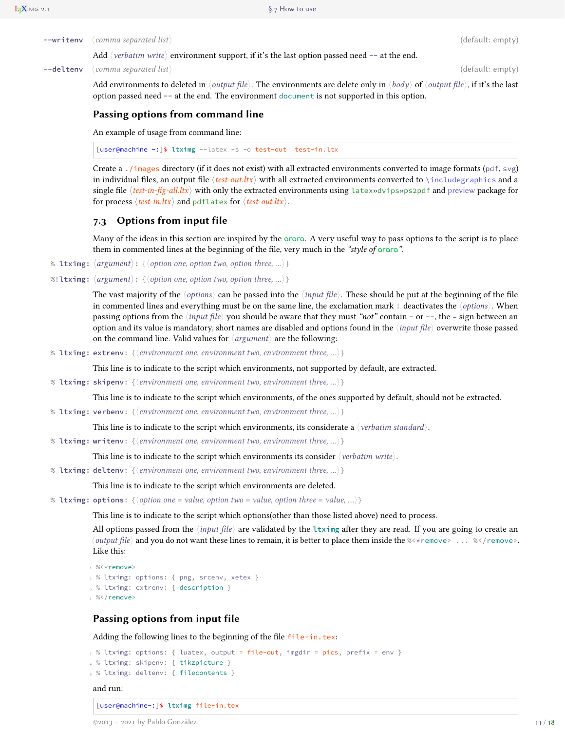**--writenv** ⟨*comma separated list*⟩ (default: empty)

Add ⟨*verbatim write*⟩ environment support, if it's the last option passed need `--` at the end.

**--deltenv** ⟨*comma separated list*⟩ (default: empty)

Add environments to deleted in ⟨*output file*⟩. The environments are delete only in ⟨*body*⟩ of ⟨*output file*⟩, if it's the last option passed need `--` at the end. The environment `document` is not supported in this option.

### Passing options from command line

An example of usage from command line:

```
[user@machine ~:]$ ltximg --latex -s -o test-out  test-in.ltx
```

Create a `./images` directory (if it does not exist) with all extracted environments converted to image formats (`pdf`, `svg`) in individual files, an output file ⟨*test-out.ltx*⟩ with all extracted environments converted to `\includegraphics` and a single file ⟨*test-in-fig-all.ltx*⟩ with only the extracted environments using `latex»dvips»ps2pdf` and preview package for for process ⟨*test-in.ltx*⟩ and `pdflatex` for ⟨*test-out.ltx*⟩.

## 7.3 Options from input file

Many of the ideas in this section are inspired by the arara. A very useful way to pass options to the script is to place them in commented lines at the beginning of the file, very much in the *"style of* arara*"*.

`% ltximg:` ⟨*argument*⟩`:` {⟨*option one, option two, option three, ...*⟩}

`%!ltximg:` ⟨*argument*⟩`:` {⟨*option one, option two, option three, ...*⟩}

The vast majority of the ⟨*options*⟩ can be passed into the ⟨*input file*⟩. These should be put at the beginning of the file in commented lines and everything must be on the same line, the exclamation mark `!` deactivates the ⟨*options*⟩. When passing options from the ⟨*input file*⟩ you should be aware that they must *"not"* contain `-` or `--`, the `=` sign between an option and its value is mandatory, short names are disabled and options found in the ⟨*input file*⟩ overwrite those passed on the command line. Valid values for ⟨*argument*⟩ are the following:

`% ltximg: extrenv:` {⟨*environment one, environment two, environment three, ...*⟩}

This line is to indicate to the script which environments, not supported by default, are extracted.

`% ltximg: skipenv:` {⟨*environment one, environment two, environment three, ...*⟩}

This line is to indicate to the script which environments, of the ones supported by default, should not be extracted.

`% ltximg: verbenv:` {⟨*environment one, environment two, environment three, ...*⟩}

This line is to indicate to the script which environments, its considerate a ⟨*verbatim standard*⟩.

`% ltximg: writenv:` {⟨*environment one, environment two, environment three, ...*⟩}

This line is to indicate to the script which environments its consider ⟨*verbatim write*⟩.

`% ltximg: deltenv:` {⟨*environment one, environment two, environment three, ...*⟩}

This line is to indicate to the script which environments are deleted.

`% ltximg: options:` {⟨*option one = value, option two = value, option three = value, ...*⟩}

This line is to indicate to the script which options(other than those listed above) need to process.

All options passed from the ⟨*input file*⟩ are validated by the **ltximg** after they are read. If you are going to create an ⟨*output file*⟩ and you do not want these lines to remain, it is better to place them inside the `%<*remove> ... %</remove>`. Like this:

```
%<*remove>
% ltximg: options: { png, srcenv, xetex }
% ltximg: extrenv: { description }
%</remove>
```

### Passing options from input file

Adding the following lines to the beginning of the file `file-in.tex`:

```
% ltximg: options: { luatex, output = file-out, imgdir = pics, prefix = env }
% ltximg: skipenv: { tikzpicture }
% ltximg: deltenv: { filecontents }
```

and run:

```
[user@machine~:]$ ltximg file-in.tex
```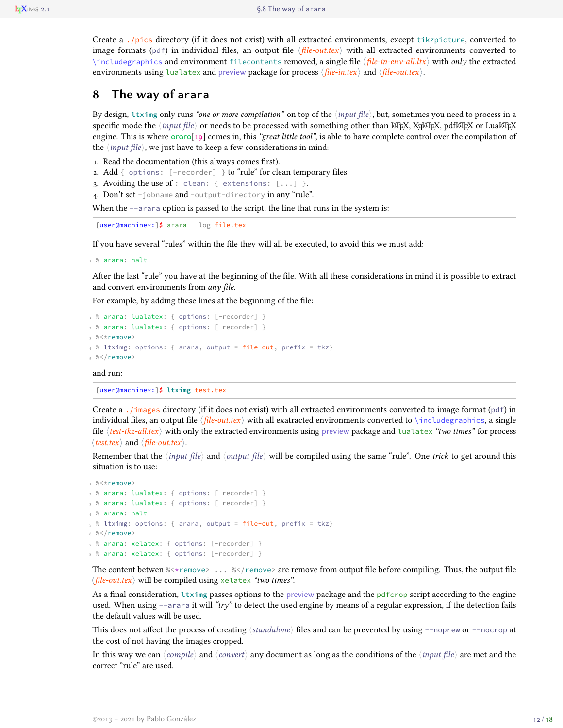Create a `./pics` directory (if it does not exist) with all extracted environments, except `tikzpicture`, converted to image formats (`pdf`) in individual files, an output file ⟨*file-out.tex*⟩ with all extracted environments converted to `\includegraphics` and environment `filecontents` removed, a single file ⟨*file-in-env-all.ltx*⟩ with *only* the extracted environments using `lualatex` and `preview` package for process ⟨*file-in.tex*⟩ and ⟨*file-out.tex*⟩.

# 8 The way of arara

By design, **`ltximg`** only runs *"one or more compilation"* on top of the ⟨*input file*⟩, but, sometimes you need to process in a specific mode the ⟨*input file*⟩ or needs to be processed with something other than LaTeX, XeLaTeX, pdfLaTeX or LuaLaTeX engine. This is where arara[19] comes in, this *"great little tool"*, is able to have complete control over the compilation of the ⟨*input file*⟩, we just have to keep a few considerations in mind:

1. Read the documentation (this always comes first).
2. Add `{ options: [-recorder] }` to "rule" for clean temporary files.
3. Avoiding the use of `: clean: { extensions: [...] }`.
4. Don't set `-jobname` and `-output-directory` in any "rule".

When the `--arara` option is passed to the script, the line that runs in the system is:

```
[user@machine~:]$ arara --log file.tex
```

If you have several "rules" within the file they will all be executed, to avoid this we must add:

```
% arara: halt
```

After the last "rule" you have at the beginning of the file. With all these considerations in mind it is possible to extract and convert environments from *any file.*

For example, by adding these lines at the beginning of the file:

```
% arara: lualatex: { options: [-recorder] }
% arara: lualatex: { options: [-recorder] }
%<*remove>
% ltximg: options: { arara, output = file-out, prefix = tkz}
%</remove>
```

and run:

```
[user@machine~:]$ ltximg test.tex
```

Create a `./images` directory (if it does not exist) with all extracted environments converted to image format (`pdf`) in individual files, an output file ⟨*file-out.tex*⟩ with all exatracted environments converted to `\includegraphics`, a single file ⟨*test-tkz-all.tex*⟩ with only the extracted environments using `preview` package and `lualatex` *"two times"* for process ⟨*test.tex*⟩ and ⟨*file-out.tex*⟩.

Remember that the ⟨*input file*⟩ and ⟨*output file*⟩ will be compiled using the same "rule". One *trick* to get around this situation is to use:

```
%<*remove>
% arara: lualatex: { options: [-recorder] }
% arara: lualatex: { options: [-recorder] }
% arara: halt
% ltximg: options: { arara, output = file-out, prefix = tkz}
%</remove>
% arara: xelatex: { options: [-recorder] }
% arara: xelatex: { options: [-recorder] }
```

The content betwen `%<*remove> ... %</remove>` are remove from output file before compiling. Thus, the output file ⟨*file-out.tex*⟩ will be compiled using `xelatex` *"two times"*.

As a final consideration, **`ltximg`** passes options to the `preview` package and the `pdfcrop` script according to the engine used. When using `--arara` it will *"try"* to detect the used engine by means of a regular expression, if the detection fails the default values will be used.

This does not affect the process of creating ⟨*standalone*⟩ files and can be prevented by using `--noprew` or `--nocrop` at the cost of not having the images cropped.

In this way we can ⟨*compile*⟩ and ⟨*convert*⟩ any document as long as the conditions of the ⟨*input file*⟩ are met and the correct "rule" are used.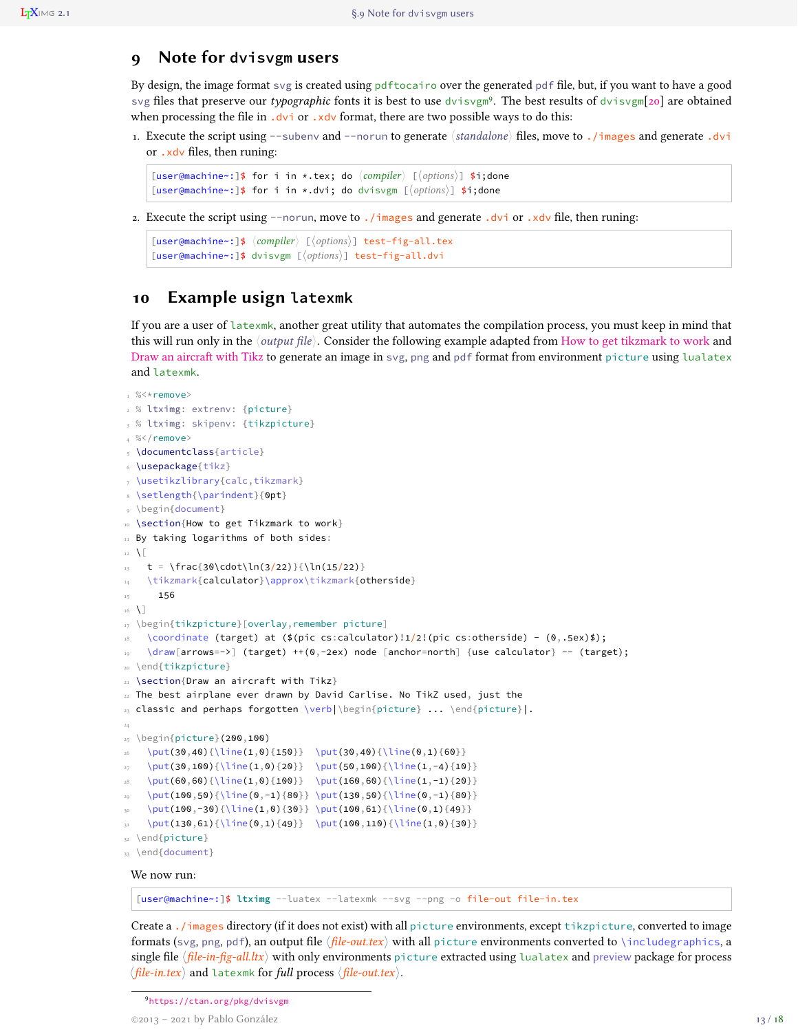## 9 Note for dvisvgm users

By design, the image format svg is created using pdftocairo over the generated pdf file, but, if you want to have a good svg files that preserve our *typographic* fonts it is best to use dvisvgm[9]. The best results of dvisvgm[20] are obtained when processing the file in .dvi or .xdv format, there are two possible ways to do this:

1. Execute the script using --subenv and --norun to generate ⟨*standalone*⟩ files, move to ./images and generate .dvi or .xdv files, then runing:

```
[user@machine~:]$ for i in *.tex; do ⟨compiler⟩ [⟨options⟩] $i;done
[user@machine~:]$ for i in *.dvi; do dvisvgm [⟨options⟩] $i;done
```

2. Execute the script using --norun, move to ./images and generate .dvi or .xdv file, then runing:

```
[user@machine~:]$ ⟨compiler⟩ [⟨options⟩] test-fig-all.tex
[user@machine~:]$ dvisvgm [⟨options⟩] test-fig-all.dvi
```

## 10 Example usign latexmk

If you are a user of latexmk, another great utility that automates the compilation process, you must keep in mind that this will run only in the ⟨*output file*⟩. Consider the following example adapted from How to get tikzmark to work and Draw an aircraft with Tikz to generate an image in svg, png and pdf format from environment picture using lualatex and latexmk.

```
%<*remove>
% ltximg: extrenv: {picture}
% ltximg: skipenv: {tikzpicture}
%</remove>
\documentclass{article}
\usepackage{tikz}
\usetikzlibrary{calc,tikzmark}
\setlength{\parindent}{0pt}
\begin{document}
\section{How to get Tikzmark to work}
By taking logarithms of both sides:
\[
  t = \frac{30\cdot\ln(3/22)}{\ln(15/22)}
  \tikzmark{calculator}\approx\tikzmark{otherside}
    156
\]
\begin{tikzpicture}[overlay,remember picture]
  \coordinate (target) at ($(pic cs:calculator)!1/2!(pic cs:otherside) - (0,.5ex)$);
  \draw[arrows=->] (target) ++(0,-2ex) node [anchor=north] {use calculator} -- (target);
\end{tikzpicture}
\section{Draw an aircraft with Tikz}
The best airplane ever drawn by David Carlise. No TikZ used, just the
classic and perhaps forgotten \verb|\begin{picture} ... \end{picture}|.

\begin{picture}(200,100)
  \put(30,40){\line(1,0){150}}  \put(30,40){\line(0,1){60}}
  \put(30,100){\line(1,0){20}}  \put(50,100){\line(1,-4){10}}
  \put(60,60){\line(1,0){100}}  \put(160,60){\line(1,-1){20}}
  \put(100,50){\line(0,-1){80}} \put(130,50){\line(0,-1){80}}
  \put(100,-30){\line(1,0){30}} \put(100,61){\line(0,1){49}}
  \put(130,61){\line(0,1){49}}  \put(100,110){\line(1,0){30}}
\end{picture}
\end{document}
```

We now run:

```
[user@machine~:]$ ltximg --luatex --latexmk --svg --png -o file-out file-in.tex
```

Create a ./images directory (if it does not exist) with all picture environments, except tikzpicture, converted to image formats (svg, png, pdf), an output file ⟨*file-out.tex*⟩ with all picture environments converted to \includegraphics, a single file ⟨*file-in-fig-all.ltx*⟩ with only environments picture extracted using lualatex and preview package for process ⟨*file-in.tex*⟩ and latexmk for *full* process ⟨*file-out.tex*⟩.

---

[9] https://ctan.org/pkg/dvisvgm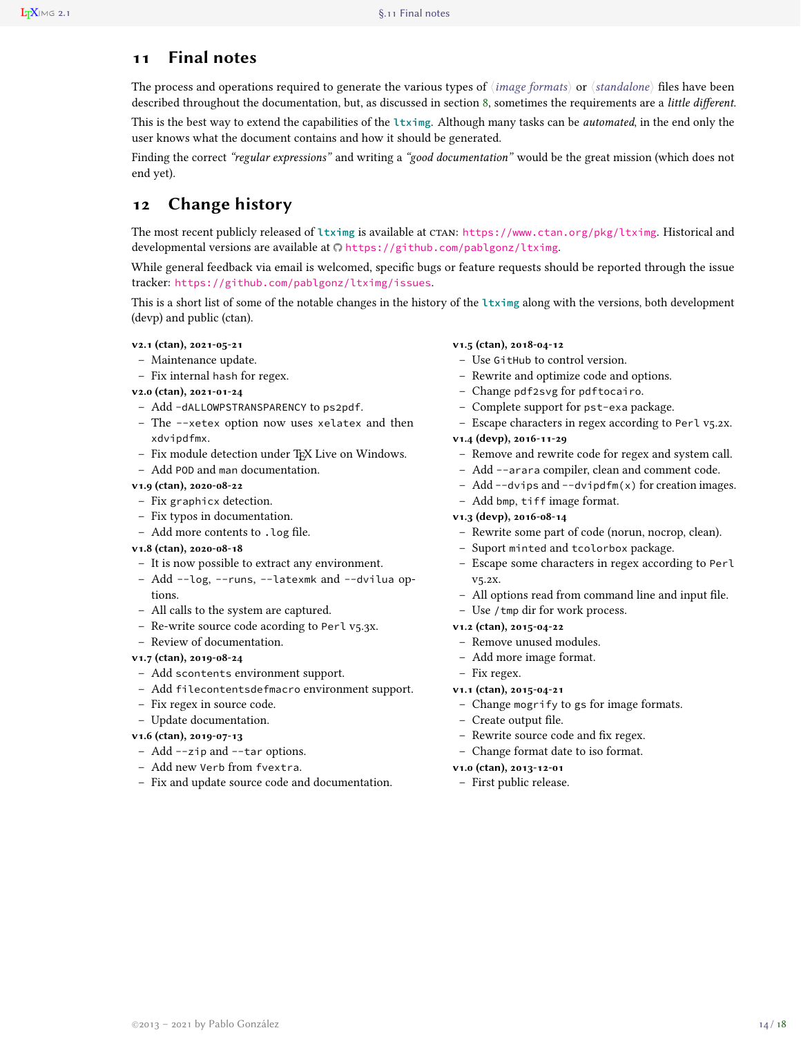## 11 Final notes

The process and operations required to generate the various types of ⟨*image formats*⟩ or ⟨*standalone*⟩ files have been described throughout the documentation, but, as discussed in section 8, sometimes the requirements are a *little different*.

This is the best way to extend the capabilities of the `ltximg`. Although many tasks can be *automated*, in the end only the user knows what the document contains and how it should be generated.

Finding the correct *"regular expressions"* and writing a *"good documentation"* would be the great mission (which does not end yet).

## 12 Change history

The most recent publicly released of `ltximg` is available at CTAN: https://www.ctan.org/pkg/ltximg. Historical and developmental versions are available at https://github.com/pablgonz/ltximg.

While general feedback via email is welcomed, specific bugs or feature requests should be reported through the issue tracker: https://github.com/pablgonz/ltximg/issues.

This is a short list of some of the notable changes in the history of the `ltximg` along with the versions, both development (devp) and public (ctan).

**v2.1 (ctan), 2021-05-21**
- Maintenance update.
- Fix internal `hash` for regex.

**v2.0 (ctan), 2021-01-24**
- Add `-dALLOWPSTRANSPARENCY` to `ps2pdf`.
- The `--xetex` option now uses `xelatex` and then `xdvipdfmx`.
- Fix module detection under TeX Live on Windows.
- Add `POD` and `man` documentation.

**v1.9 (ctan), 2020-08-22**
- Fix `graphicx` detection.
- Fix typos in documentation.
- Add more contents to `.log` file.

**v1.8 (ctan), 2020-08-18**
- It is now possible to extract any environment.
- Add `--log`, `--runs`, `--latexmk` and `--dvilua` options.
- All calls to the system are captured.
- Re-write source code acording to `Perl` v5.3x.
- Review of documentation.

**v1.7 (ctan), 2019-08-24**
- Add `scontents` environment support.
- Add `filecontentsdefmacro` environment support.
- Fix regex in source code.
- Update documentation.

**v1.6 (ctan), 2019-07-13**
- Add `--zip` and `--tar` options.
- Add new `Verb` from `fvextra`.
- Fix and update source code and documentation.

**v1.5 (ctan), 2018-04-12**
- Use `GitHub` to control version.
- Rewrite and optimize code and options.
- Change `pdf2svg` for `pdftocairo`.
- Complete support for `pst-exa` package.
- Escape characters in regex according to `Perl` v5.2x.

**v1.4 (devp), 2016-11-29**
- Remove and rewrite code for regex and system call.
- Add `--arara` compiler, clean and comment code.
- Add `--dvips` and `--dvipdfm(x)` for creation images.
- Add `bmp`, `tiff` image format.

**v1.3 (devp), 2016-08-14**
- Rewrite some part of code (norun, nocrop, clean).
- Suport `minted` and `tcolorbox` package.
- Escape some characters in regex according to `Perl` v5.2x.
- All options read from command line and input file.
- Use `/tmp` dir for work process.

**v1.2 (ctan), 2015-04-22**
- Remove unused modules.
- Add more image format.
- Fix regex.

**v1.1 (ctan), 2015-04-21**
- Change `mogrify` to `gs` for image formats.
- Create output file.
- Rewrite source code and fix regex.
- Change format date to iso format.

**v1.0 (ctan), 2013-12-01**
- First public release.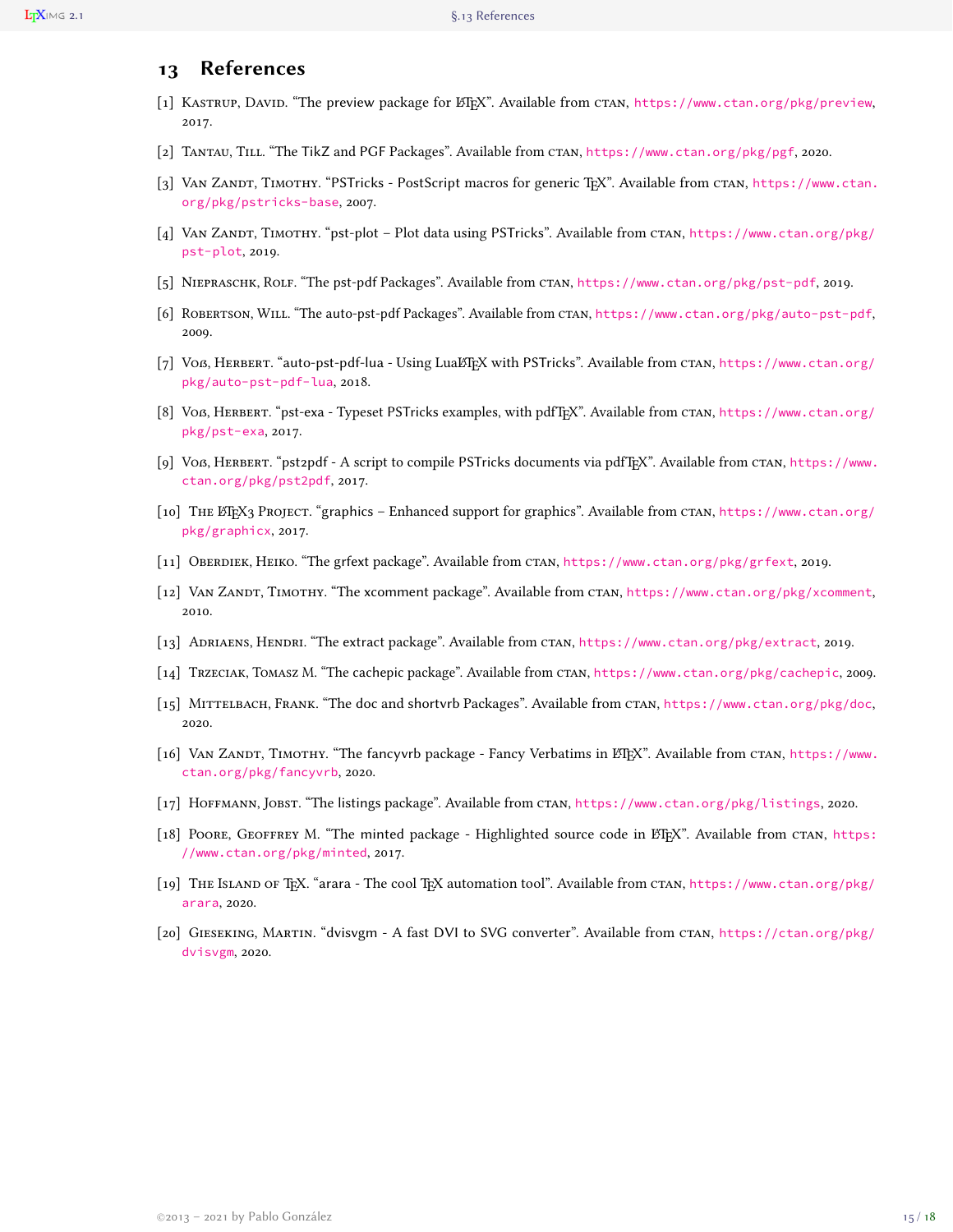## 13 References

[1] Kastrup, David. "The preview package for LaTeX". Available from ctan, https://www.ctan.org/pkg/preview, 2017.

[2] Tantau, Till. "The TikZ and PGF Packages". Available from ctan, https://www.ctan.org/pkg/pgf, 2020.

[3] Van Zandt, Timothy. "PSTricks - PostScript macros for generic TeX". Available from ctan, https://www.ctan.org/pkg/pstricks-base, 2007.

[4] Van Zandt, Timothy. "pst-plot – Plot data using PSTricks". Available from ctan, https://www.ctan.org/pkg/pst-plot, 2019.

[5] Niepraschk, Rolf. "The pst-pdf Packages". Available from ctan, https://www.ctan.org/pkg/pst-pdf, 2019.

[6] Robertson, Will. "The auto-pst-pdf Packages". Available from ctan, https://www.ctan.org/pkg/auto-pst-pdf, 2009.

[7] Voß, Herbert. "auto-pst-pdf-lua - Using LuaLaTeX with PSTricks". Available from ctan, https://www.ctan.org/pkg/auto-pst-pdf-lua, 2018.

[8] Voß, Herbert. "pst-exa - Typeset PSTricks examples, with pdfTeX". Available from ctan, https://www.ctan.org/pkg/pst-exa, 2017.

[9] Voß, Herbert. "pst2pdf - A script to compile PSTricks documents via pdfTeX". Available from ctan, https://www.ctan.org/pkg/pst2pdf, 2017.

[10] The LaTeX3 Project. "graphics – Enhanced support for graphics". Available from ctan, https://www.ctan.org/pkg/graphicx, 2017.

[11] Oberdiek, Heiko. "The grfext package". Available from ctan, https://www.ctan.org/pkg/grfext, 2019.

[12] Van Zandt, Timothy. "The xcomment package". Available from ctan, https://www.ctan.org/pkg/xcomment, 2010.

[13] Adriaens, Hendri. "The extract package". Available from ctan, https://www.ctan.org/pkg/extract, 2019.

[14] Trzeciak, Tomasz M. "The cachepic package". Available from ctan, https://www.ctan.org/pkg/cachepic, 2009.

[15] Mittelbach, Frank. "The doc and shortvrb Packages". Available from ctan, https://www.ctan.org/pkg/doc, 2020.

[16] Van Zandt, Timothy. "The fancyvrb package - Fancy Verbatims in LaTeX". Available from ctan, https://www.ctan.org/pkg/fancyvrb, 2020.

[17] Hoffmann, Jobst. "The listings package". Available from ctan, https://www.ctan.org/pkg/listings, 2020.

[18] Poore, Geoffrey M. "The minted package - Highlighted source code in LaTeX". Available from ctan, https://www.ctan.org/pkg/minted, 2017.

[19] The Island of TeX. "arara - The cool TeX automation tool". Available from ctan, https://www.ctan.org/pkg/arara, 2020.

[20] Gieseking, Martin. "dvisvgm - A fast DVI to SVG converter". Available from ctan, https://ctan.org/pkg/dvisvgm, 2020.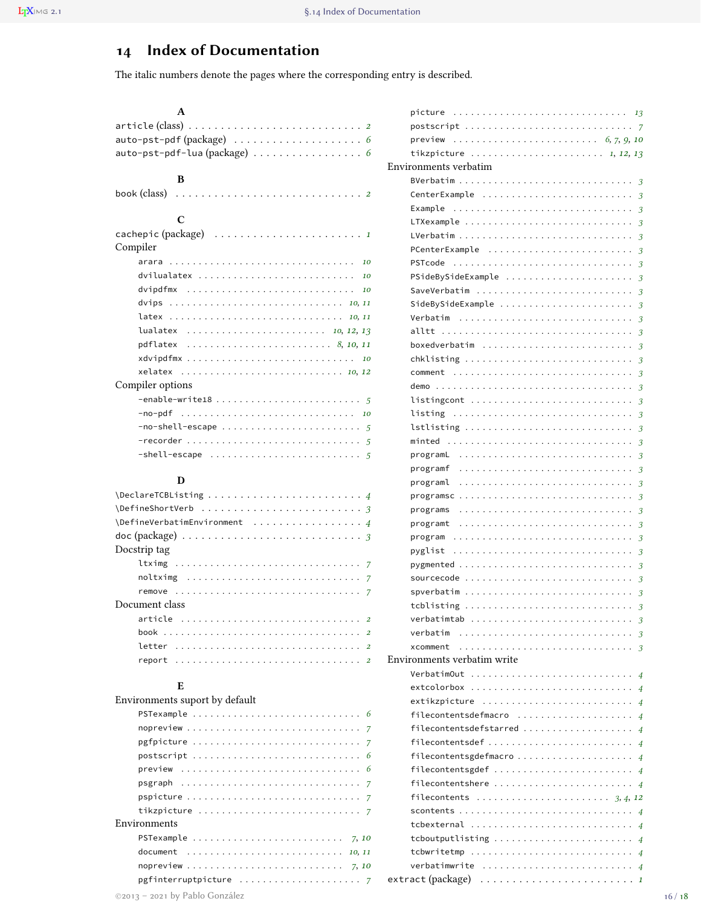## 14 Index of Documentation

The italic numbers denote the pages where the corresponding entry is described.

**A**

- article (class) . . . *2*
- auto-pst-pdf (package) . . . *6*
- auto-pst-pdf-lua (package) . . . *6*

**B**

- book (class) . . . *2*

**C**

- cachepic (package) . . . *1*
- Compiler
  - arara . . . *10*
  - dvilualatex . . . *10*
  - dvipdfmx . . . *10*
  - dvips . . . *10*, *11*
  - latex . . . *10*, *11*
  - lualatex . . . *10*, *12*, *13*
  - pdflatex . . . *8*, *10*, *11*
  - xdvipdfmx . . . *10*
  - xelatex . . . *10*, *12*
- Compiler options
  - -enable-write18 . . . *5*
  - -no-pdf . . . *10*
  - -no-shell-escape . . . *5*
  - -recorder . . . *5*
  - -shell-escape . . . *5*

**D**

- \DeclareTCBListing . . . *4*
- \DefineShortVerb . . . *3*
- \DefineVerbatimEnvironment . . . *4*
- doc (package) . . . *3*
- Docstrip tag
  - ltximg . . . *7*
  - noltximg . . . *7*
  - remove . . . *7*
- Document class
  - article . . . *2*
  - book . . . *2*
  - letter . . . *2*
  - report . . . *2*

**E**

- Environments suport by default
  - PSTexample . . . *6*
  - nopreview . . . *7*
  - pgfpicture . . . *7*
  - postscript . . . *6*
  - preview . . . *6*
  - psgraph . . . *7*
  - pspicture . . . *7*
  - tikzpicture . . . *7*
- Environments
  - PSTexample . . . *7*, *10*
  - document . . . *10*, *11*
  - nopreview . . . *7*, *10*
  - pgfinterruptpicture . . . *7*
  - picture . . . *13*
  - postscript . . . *7*
  - preview . . . *6*, *7*, *9*, *10*
  - tikzpicture . . . *1*, *12*, *13*
- Environments verbatim
  - BVerbatim . . . *3*
  - CenterExample . . . *3*
  - Example . . . *3*
  - LTXexample . . . *3*
  - LVerbatim . . . *3*
  - PCenterExample . . . *3*
  - PSTcode . . . *3*
  - PSideBySideExample . . . *3*
  - SaveVerbatim . . . *3*
  - SideBySideExample . . . *3*
  - Verbatim . . . *3*
  - alltt . . . *3*
  - boxedverbatim . . . *3*
  - chklisting . . . *3*
  - comment . . . *3*
  - demo . . . *3*
  - listingcont . . . *3*
  - listing . . . *3*
  - lstlisting . . . *3*
  - minted . . . *3*
  - programL . . . *3*
  - programf . . . *3*
  - programl . . . *3*
  - programsc . . . *3*
  - programs . . . *3*
  - programt . . . *3*
  - program . . . *3*
  - pyglist . . . *3*
  - pygmented . . . *3*
  - sourcecode . . . *3*
  - spverbatim . . . *3*
  - tcblisting . . . *3*
  - verbatimtab . . . *3*
  - verbatim . . . *3*
  - xcomment . . . *3*
- Environments verbatim write
  - VerbatimOut . . . *4*
  - extcolorbox . . . *4*
  - extikzpicture . . . *4*
  - filecontentsdefmacro . . . *4*
  - filecontentsdefstarred . . . *4*
  - filecontentsdef . . . *4*
  - filecontentsgdefmacro . . . *4*
  - filecontentsgdef . . . *4*
  - filecontentshere . . . *4*
  - filecontents . . . *3*, *4*, *12*
  - scontents . . . *4*
  - tcbexternal . . . *4*
  - tcboutputlisting . . . *4*
  - tcbwritetmp . . . *4*
  - verbatimwrite . . . *4*
- extract (package) . . . *1*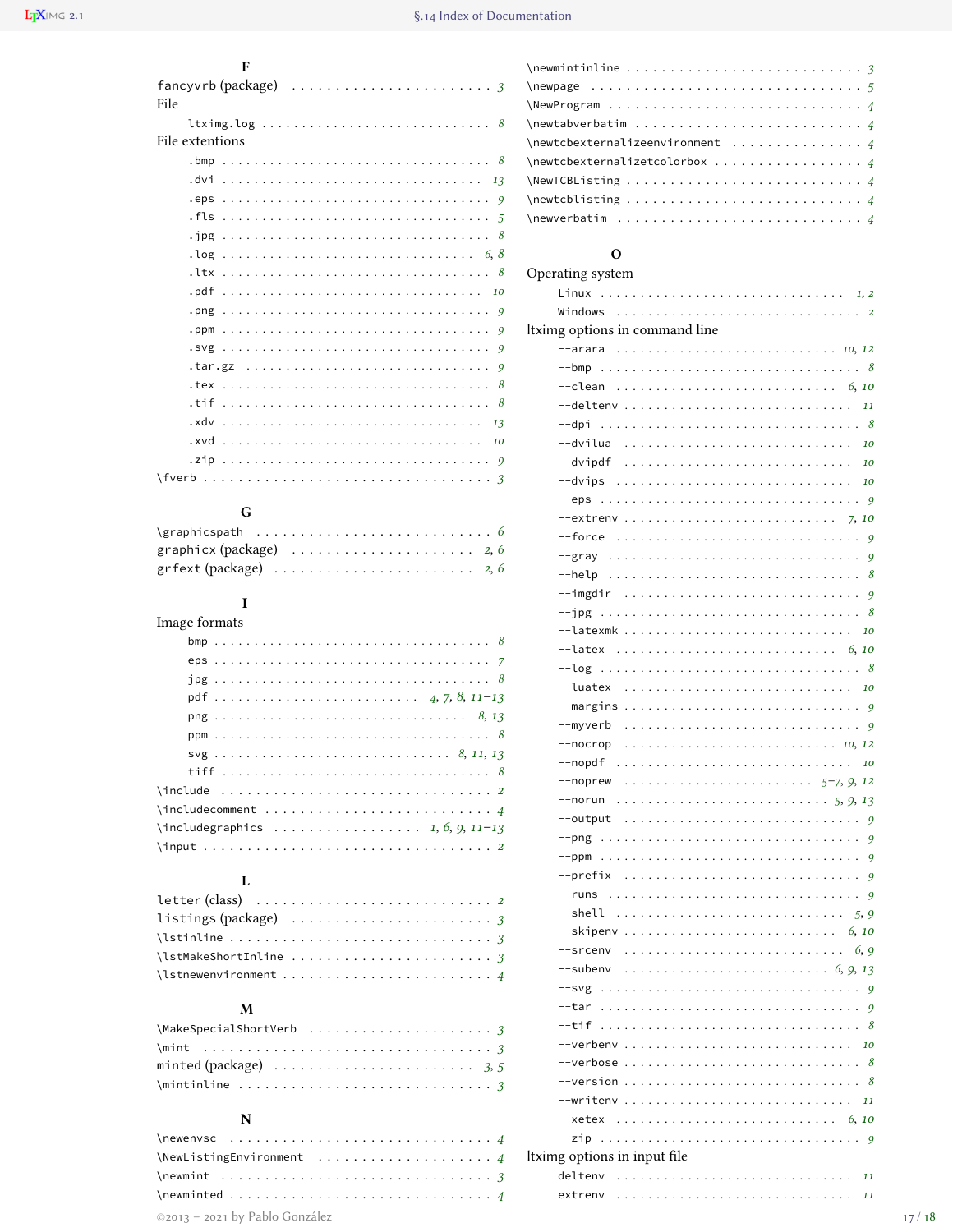**F**

fancyvrb (package) . . . . . . 3
File
- ltximg.log . . . . . . 8

File extentions
- .bmp . . . . . . 8
- .dvi . . . . . . 13
- .eps . . . . . . 9
- .fls . . . . . . 5
- .jpg . . . . . . 8
- .log . . . . . . 6, 8
- .ltx . . . . . . 8
- .pdf . . . . . . 10
- .png . . . . . . 9
- .ppm . . . . . . 9
- .svg . . . . . . 9
- .tar.gz . . . . . . 9
- .tex . . . . . . 8
- .tif . . . . . . 8
- .xdv . . . . . . 13
- .xvd . . . . . . 10
- .zip . . . . . . 9

\fverb . . . . . . 3

**G**

\graphicspath . . . . . . 6
graphicx (package) . . . . . . 2, 6
grfext (package) . . . . . . 2, 6

**I**

Image formats
- bmp . . . . . . 8
- eps . . . . . . 7
- jpg . . . . . . 8
- pdf . . . . . . 4, 7, 8, 11–13
- png . . . . . . 8, 13
- ppm . . . . . . 8
- svg . . . . . . 8, 11, 13
- tiff . . . . . . 8

\include . . . . . . 2
\includecomment . . . . . . 4
\includegraphics . . . . . . 1, 6, 9, 11–13
\input . . . . . . 2

**L**

letter (class) . . . . . . 2
listings (package) . . . . . . 3
\lstinline . . . . . . 3
\lstMakeShortInline . . . . . . 3
\lstnewenvironment . . . . . . 4

**M**

\MakeSpecialShortVerb . . . . . . 3
\mint . . . . . . 3
minted (package) . . . . . . 3, 5
\mintinline . . . . . . 3

**N**

\newenvsc . . . . . . 4
\NewListingEnvironment . . . . . . 4
\newmint . . . . . . 3
\newminted . . . . . . 4
\newmintinline . . . . . . 3
\newpage . . . . . . 5
\NewProgram . . . . . . 4
\newtabverbatim . . . . . . 4
\newtcbexternalizeenvironment . . . . . . 4
\newtcbexternalizetcolorbox . . . . . . 4
\NewTCBListing . . . . . . 4
\newtcblisting . . . . . . 4
\newverbatim . . . . . . 4

**O**

Operating system
- Linux . . . . . . 1, 2
- Windows . . . . . . 2

ltximg options in command line
- --arara . . . . . . 10, 12
- --bmp . . . . . . 8
- --clean . . . . . . 6, 10
- --deltenv . . . . . . 11
- --dpi . . . . . . 8
- --dvilua . . . . . . 10
- --dvipdf . . . . . . 10
- --dvips . . . . . . 10
- --eps . . . . . . 9
- --extrenv . . . . . . 7, 10
- --force . . . . . . 9
- --gray . . . . . . 9
- --help . . . . . . 8
- --imgdir . . . . . . 9
- --jpg . . . . . . 8
- --latexmk . . . . . . 10
- --latex . . . . . . 6, 10
- --log . . . . . . 8
- --luatex . . . . . . 10
- --margins . . . . . . 9
- --myverb . . . . . . 9
- --nocrop . . . . . . 10, 12
- --nopdf . . . . . . 10
- --noprew . . . . . . 5–7, 9, 12
- --norun . . . . . . 5, 9, 13
- --output . . . . . . 9
- --png . . . . . . 9
- --ppm . . . . . . 9
- --prefix . . . . . . 9
- --runs . . . . . . 9
- --shell . . . . . . 5, 9
- --skipenv . . . . . . 6, 10
- --srcenv . . . . . . 6, 9
- --subenv . . . . . . 6, 9, 13
- --svg . . . . . . 9
- --tar . . . . . . 9
- --tif . . . . . . 8
- --verbenv . . . . . . 10
- --verbose . . . . . . 8
- --version . . . . . . 8
- --writenv . . . . . . 11
- --xetex . . . . . . 6, 10
- --zip . . . . . . 9

ltximg options in input file
- deltenv . . . . . . 11
- extrenv . . . . . . 11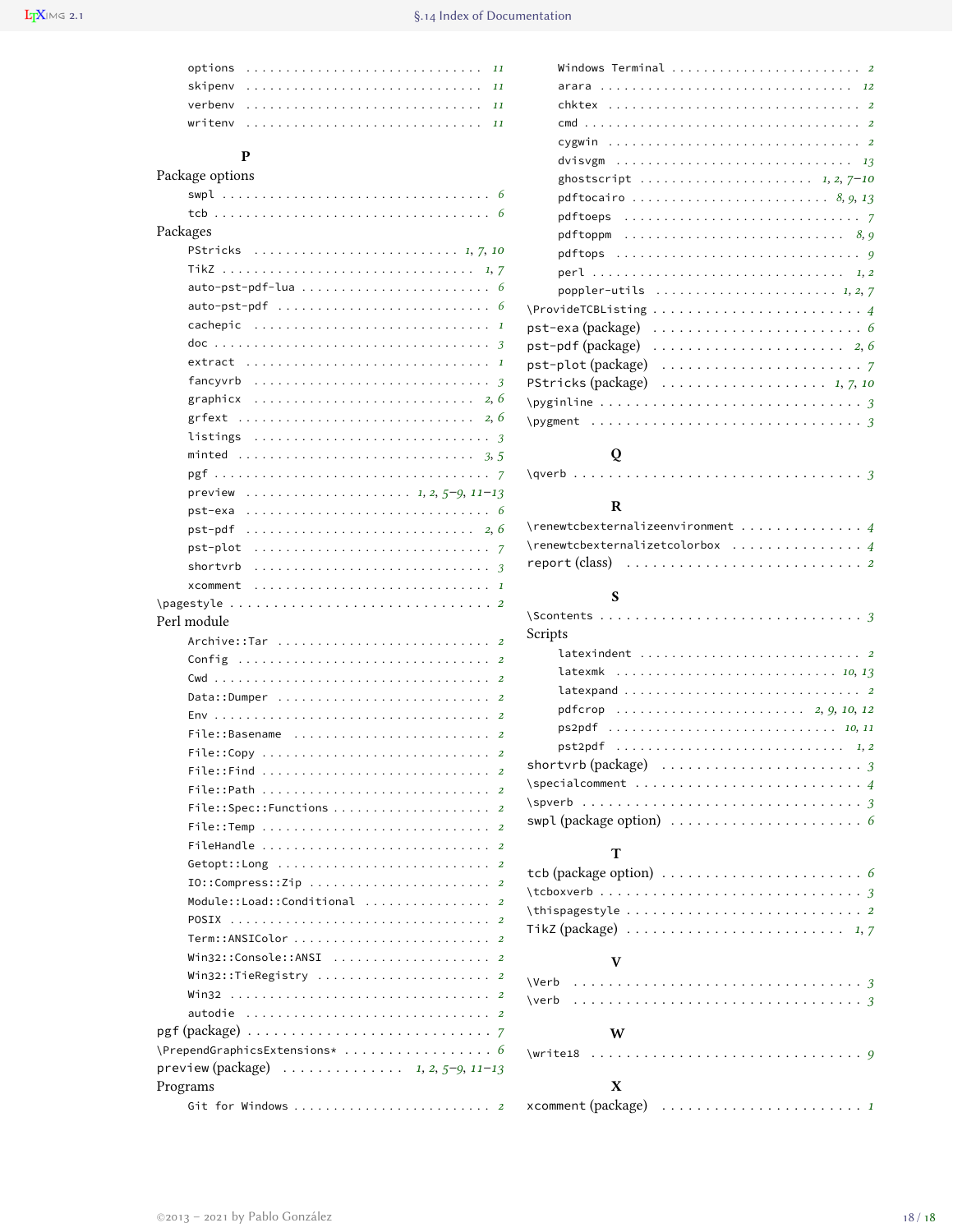- options . . . . . 11
- skipenv . . . . . 11
- verbenv . . . . . 11
- writenv . . . . . 11

**P**

Package options
- swpl . . . . . 6
- tcb . . . . . 6

Packages
- PStricks . . . . . 1, 7, 10
- TikZ . . . . . 1, 7
- auto-pst-pdf-lua . . . . . 6
- auto-pst-pdf . . . . . 6
- cachepic . . . . . 1
- doc . . . . . 3
- extract . . . . . 1
- fancyvrb . . . . . 3
- graphicx . . . . . 2, 6
- grfext . . . . . 2, 6
- listings . . . . . 3
- minted . . . . . 3, 5
- pgf . . . . . 7
- preview . . . . . 1, 2, 5–9, 11–13
- pst-exa . . . . . 6
- pst-pdf . . . . . 2, 6
- pst-plot . . . . . 7
- shortvrb . . . . . 3
- xcomment . . . . . 1

\pagestyle . . . . . 2

Perl module
- Archive::Tar . . . . . 2
- Config . . . . . 2
- Cwd . . . . . 2
- Data::Dumper . . . . . 2
- Env . . . . . 2
- File::Basename . . . . . 2
- File::Copy . . . . . 2
- File::Find . . . . . 2
- File::Path . . . . . 2
- File::Spec::Functions . . . . . 2
- File::Temp . . . . . 2
- FileHandle . . . . . 2
- Getopt::Long . . . . . 2
- IO::Compress::Zip . . . . . 2
- Module::Load::Conditional . . . . . 2
- POSIX . . . . . 2
- Term::ANSIColor . . . . . 2
- Win32::Console::ANSI . . . . . 2
- Win32::TieRegistry . . . . . 2
- Win32 . . . . . 2
- autodie . . . . . 2

pgf (package) . . . . . 7

\PrependGraphicsExtensions* . . . . . 6

preview (package) . . . . . 1, 2, 5–9, 11–13

Programs
- Git for Windows . . . . . 2
- Windows Terminal . . . . . 2
- arara . . . . . 12
- chktex . . . . . 2
- cmd . . . . . 2
- cygwin . . . . . 2
- dvisvgm . . . . . 13
- ghostscript . . . . . 1, 2, 7–10
- pdftocairo . . . . . 8, 9, 13
- pdftoeps . . . . . 7
- pdftoppm . . . . . 8, 9
- pdftops . . . . . 9
- perl . . . . . 1, 2
- poppler-utils . . . . . 1, 2, 7

\ProvideTCBListing . . . . . 4

pst-exa (package) . . . . . 6

pst-pdf (package) . . . . . 2, 6

pst-plot (package) . . . . . 7

PStricks (package) . . . . . 1, 7, 10

\pygInline . . . . . 3

\pygment . . . . . 3

**Q**

\qverb . . . . . 3

**R**

\renewtcbexternalizeenvironment . . . . . 4

\renewtcbexternalizetcolorbox . . . . . 4

report (class) . . . . . 2

**S**

\Scontents . . . . . 3

Scripts
- latexindent . . . . . 2
- latexmk . . . . . 10, 13
- latexpand . . . . . 2
- pdfcrop . . . . . 2, 9, 10, 12
- ps2pdf . . . . . 10, 11
- pst2pdf . . . . . 1, 2

shortvrb (package) . . . . . 3

\specialcomment . . . . . 4

\spverb . . . . . 3

swpl (package option) . . . . . 6

**T**

tcb (package option) . . . . . 6

\tcboxverb . . . . . 3

\thispagestyle . . . . . 2

TikZ (package) . . . . . 1, 7

**V**

\Verb . . . . . 3

\verb . . . . . 3

**W**

\write18 . . . . . 9

**X**

xcomment (package) . . . . . 1